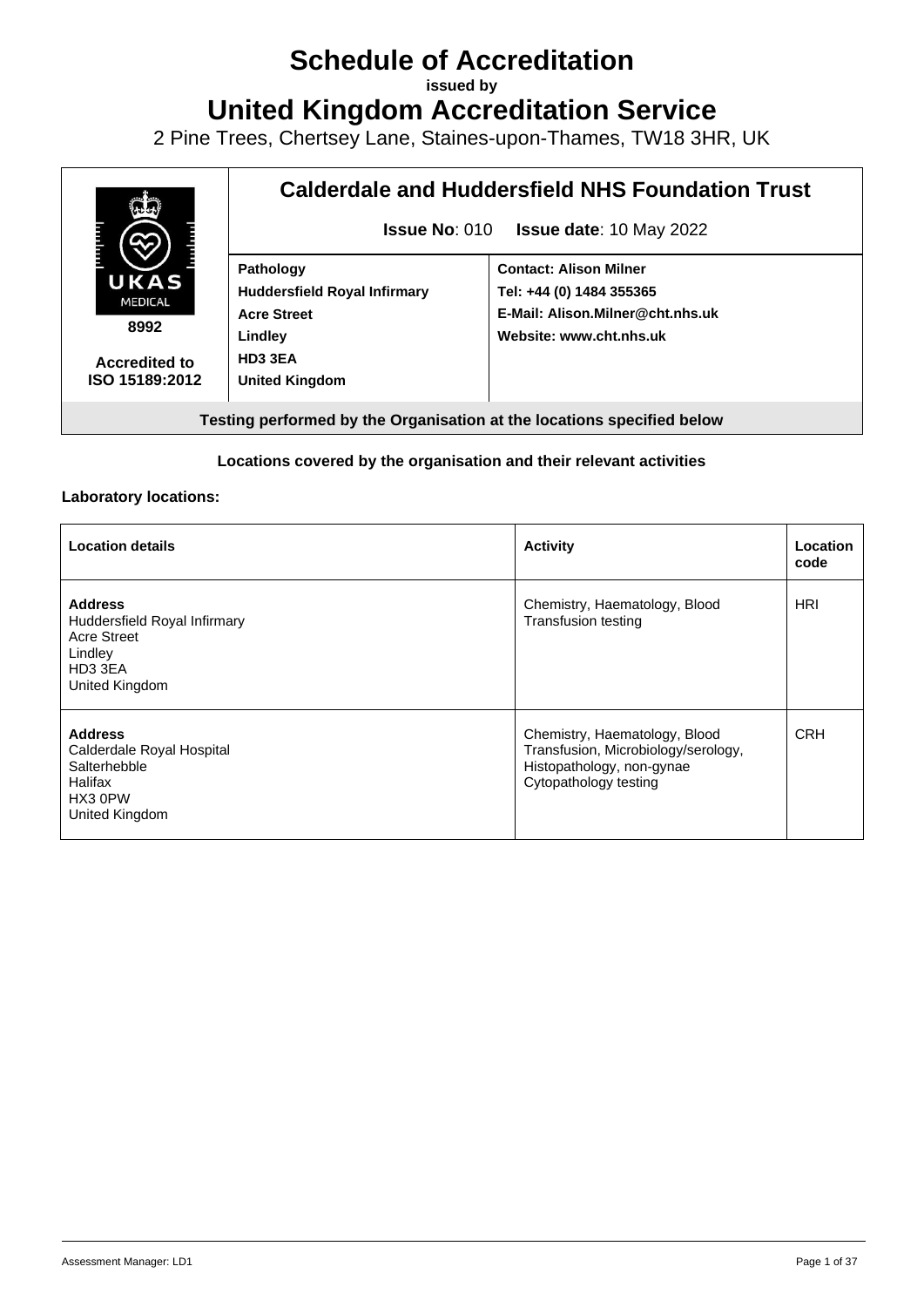# Schedule of Accreditation

**issued by**

# United Kingdom Accreditation Service

2 Pine Trees, Chertsey Lane, Staines-upon-Thames, TW18 3HR, UK

| | | |
|---|---|---|
| UKAS MEDICAL<br>8992<br>**Accredited to ISO 15189:2012** | **Calderdale and Huddersfield NHS Foundation Trust**<br>**Issue No**: 010 **Issue date**: 10 May 2022 | |
| | **Pathology**<br>**Huddersfield Royal Infirmary**<br>**Acre Street**<br>**Lindley**<br>**HD3 3EA**<br>**United Kingdom** | **Contact: Alison Milner**<br>**Tel: +44 (0) 1484 355365**<br>**E-Mail: Alison.Milner@cht.nhs.uk**<br>**Website: www.cht.nhs.uk** |

**Testing performed by the Organisation at the locations specified below**

**Locations covered by the organisation and their relevant activities**

**Laboratory locations:**

| Location details | Activity | Location code |
|---|---|---|
| **Address**<br>Huddersfield Royal Infirmary<br>Acre Street<br>Lindley<br>HD3 3EA<br>United Kingdom | Chemistry, Haematology, Blood Transfusion testing | HRI |
| **Address**<br>Calderdale Royal Hospital<br>Salterhebble<br>Halifax<br>HX3 0PW<br>United Kingdom | Chemistry, Haematology, Blood Transfusion, Microbiology/serology, Histopathology, non-gynae Cytopathology testing | CRH |

Assessment Manager: LD1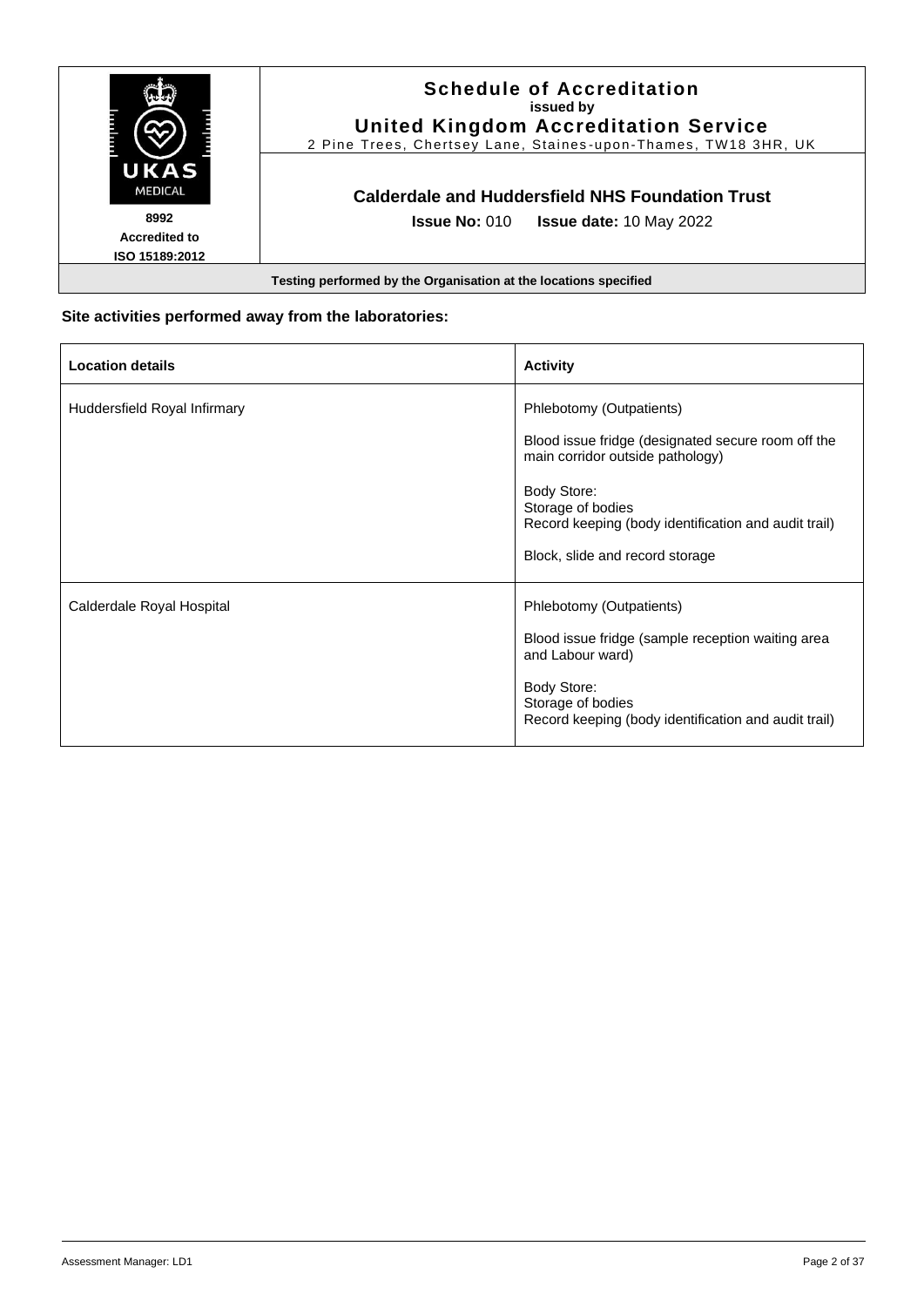## Site activities performed away from the laboratories:

| Location details | Activity |
|---|---|
| Huddersfield Royal Infirmary | Phlebotomy (Outpatients)<br><br>Blood issue fridge (designated secure room off the main corridor outside pathology)<br><br>Body Store:<br>Storage of bodies<br>Record keeping (body identification and audit trail)<br><br>Block, slide and record storage |
| Calderdale Royal Hospital | Phlebotomy (Outpatients)<br><br>Blood issue fridge (sample reception waiting area and Labour ward)<br><br>Body Store:<br>Storage of bodies<br>Record keeping (body identification and audit trail) |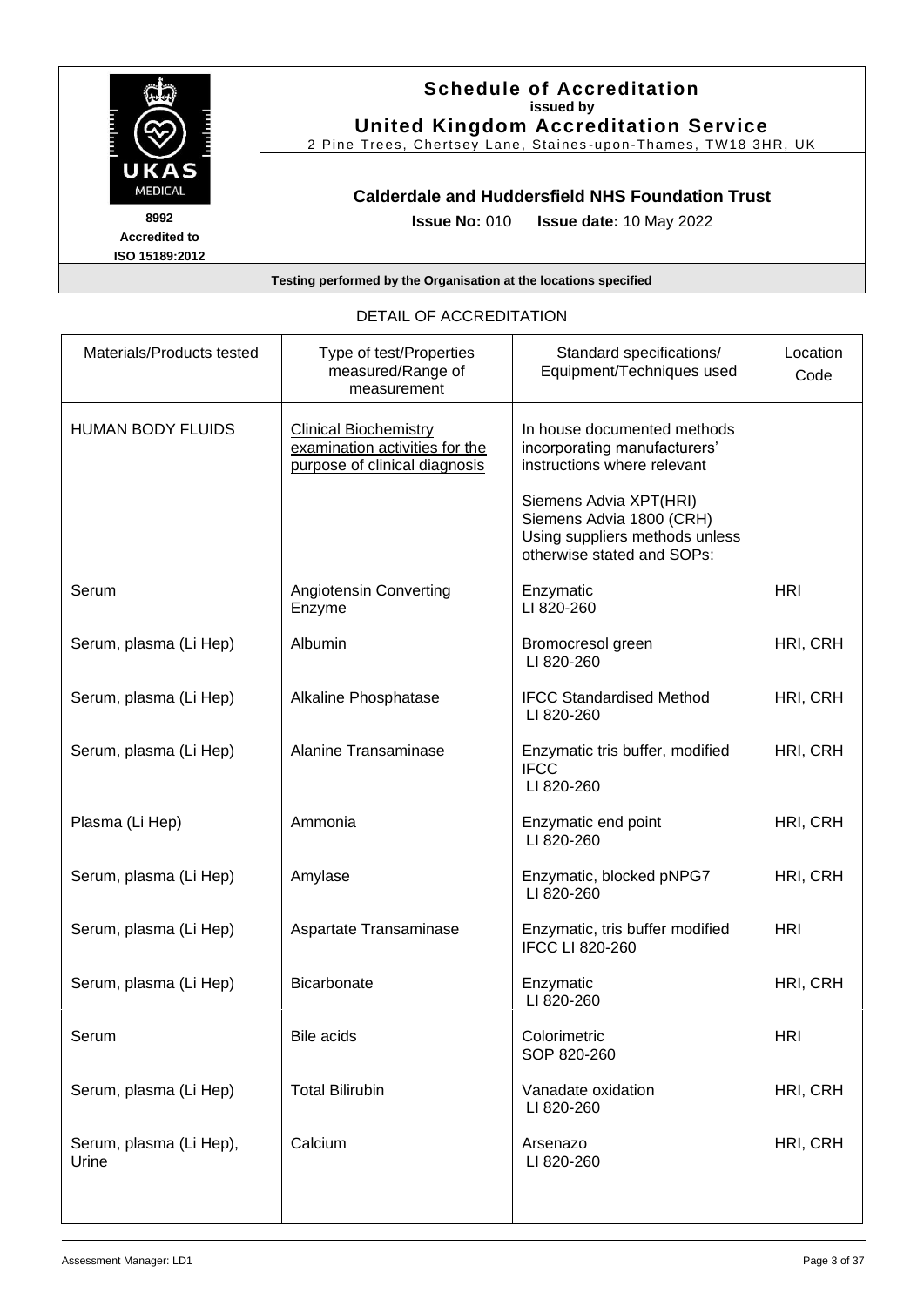**Schedule of Accreditation**
**issued by**
**United Kingdom Accreditation Service**
2 Pine Trees, Chertsey Lane, Staines-upon-Thames, TW18 3HR, UK

UKAS MEDICAL
8992
Accredited to
ISO 15189:2012

**Calderdale and Huddersfield NHS Foundation Trust**

**Issue No:** 010 **Issue date:** 10 May 2022

**Testing performed by the Organisation at the locations specified**

DETAIL OF ACCREDITATION

| Materials/Products tested | Type of test/Properties measured/Range of measurement | Standard specifications/ Equipment/Techniques used | Location Code |
|---|---|---|---|
| HUMAN BODY FLUIDS | Clinical Biochemistry examination activities for the purpose of clinical diagnosis | In house documented methods incorporating manufacturers' instructions where relevant<br><br>Siemens Advia XPT(HRI)<br>Siemens Advia 1800 (CRH)<br>Using suppliers methods unless otherwise stated and SOPs: | |
| Serum | Angiotensin Converting Enzyme | Enzymatic<br>LI 820-260 | HRI |
| Serum, plasma (Li Hep) | Albumin | Bromocresol green<br>LI 820-260 | HRI, CRH |
| Serum, plasma (Li Hep) | Alkaline Phosphatase | IFCC Standardised Method<br>LI 820-260 | HRI, CRH |
| Serum, plasma (Li Hep) | Alanine Transaminase | Enzymatic tris buffer, modified IFCC<br>LI 820-260 | HRI, CRH |
| Plasma (Li Hep) | Ammonia | Enzymatic end point<br>LI 820-260 | HRI, CRH |
| Serum, plasma (Li Hep) | Amylase | Enzymatic, blocked pNPG7<br>LI 820-260 | HRI, CRH |
| Serum, plasma (Li Hep) | Aspartate Transaminase | Enzymatic, tris buffer modified IFCC LI 820-260 | HRI |
| Serum, plasma (Li Hep) | Bicarbonate | Enzymatic<br>LI 820-260 | HRI, CRH |
| Serum | Bile acids | Colorimetric<br>SOP 820-260 | HRI |
| Serum, plasma (Li Hep) | Total Bilirubin | Vanadate oxidation<br>LI 820-260 | HRI, CRH |
| Serum, plasma (Li Hep), Urine | Calcium | Arsenazo<br>LI 820-260 | HRI, CRH |

Assessment Manager: LD1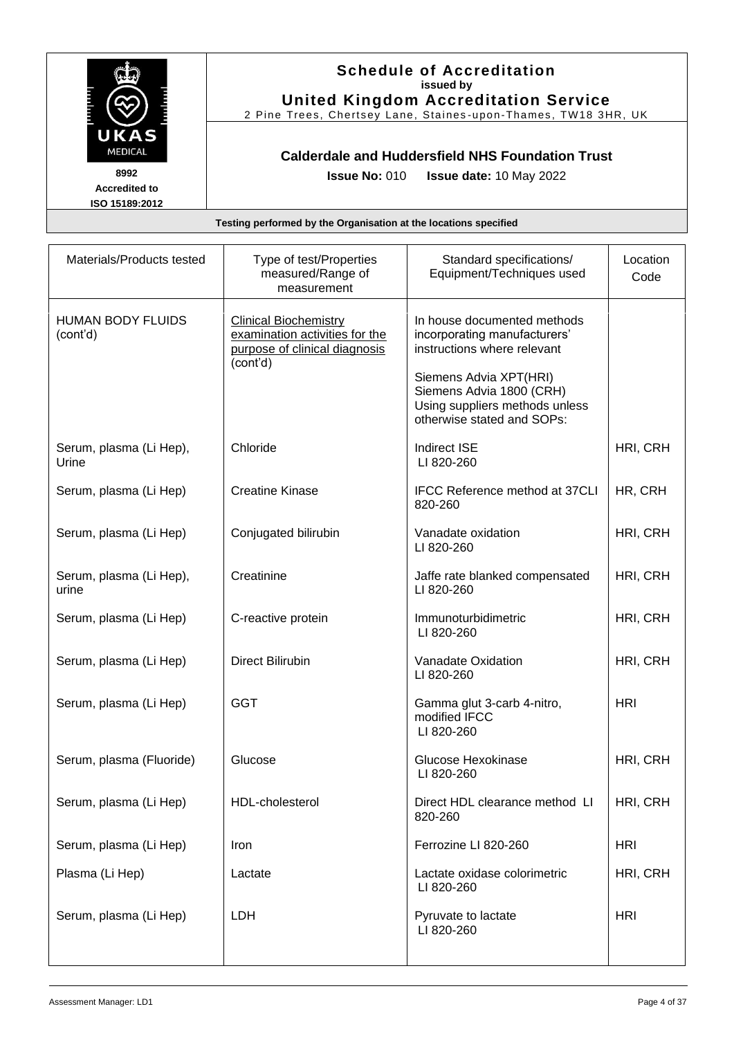# Schedule of Accreditation

**issued by**

**United Kingdom Accreditation Service**

2 Pine Trees, Chertsey Lane, Staines-upon-Thames, TW18 3HR, UK

8992
Accredited to
ISO 15189:2012

## Calderdale and Huddersfield NHS Foundation Trust

**Issue No:** 010 **Issue date:** 10 May 2022

**Testing performed by the Organisation at the locations specified**

| Materials/Products tested | Type of test/Properties measured/Range of measurement | Standard specifications/ Equipment/Techniques used | Location Code |
|---|---|---|---|
| HUMAN BODY FLUIDS (cont'd) | Clinical Biochemistry examination activities for the purpose of clinical diagnosis (cont'd) | In house documented methods incorporating manufacturers' instructions where relevant<br><br>Siemens Advia XPT(HRI)<br>Siemens Advia 1800 (CRH)<br>Using suppliers methods unless otherwise stated and SOPs: | |
| Serum, plasma (Li Hep), Urine | Chloride | Indirect ISE<br>LI 820-260 | HRI, CRH |
| Serum, plasma (Li Hep) | Creatine Kinase | IFCC Reference method at 37CLI 820-260 | HR, CRH |
| Serum, plasma (Li Hep) | Conjugated bilirubin | Vanadate oxidation<br>LI 820-260 | HRI, CRH |
| Serum, plasma (Li Hep), urine | Creatinine | Jaffe rate blanked compensated<br>LI 820-260 | HRI, CRH |
| Serum, plasma (Li Hep) | C-reactive protein | Immunoturbidimetric<br>LI 820-260 | HRI, CRH |
| Serum, plasma (Li Hep) | Direct Bilirubin | Vanadate Oxidation<br>LI 820-260 | HRI, CRH |
| Serum, plasma (Li Hep) | GGT | Gamma glut 3-carb 4-nitro, modified IFCC<br>LI 820-260 | HRI |
| Serum, plasma (Fluoride) | Glucose | Glucose Hexokinase<br>LI 820-260 | HRI, CRH |
| Serum, plasma (Li Hep) | HDL-cholesterol | Direct HDL clearance method LI 820-260 | HRI, CRH |
| Serum, plasma (Li Hep) | Iron | Ferrozine LI 820-260 | HRI |
| Plasma (Li Hep) | Lactate | Lactate oxidase colorimetric<br>LI 820-260 | HRI, CRH |
| Serum, plasma (Li Hep) | LDH | Pyruvate to lactate<br>LI 820-260 | HRI |

Assessment Manager: LD1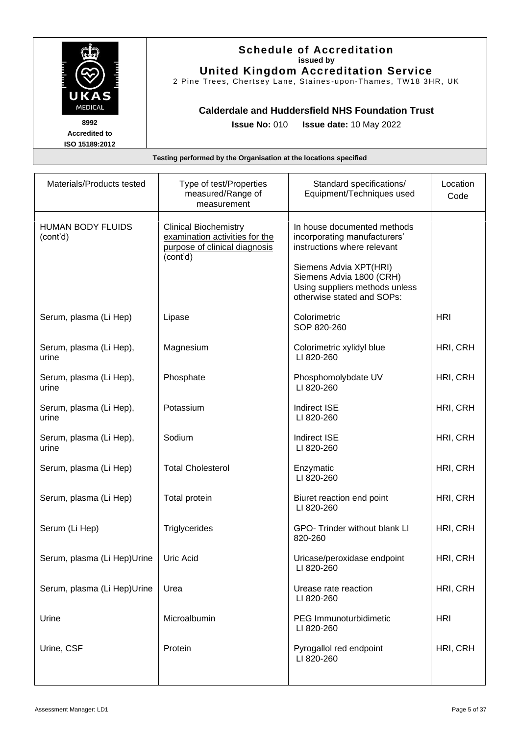# Schedule of Accreditation

**issued by**

**United Kingdom Accreditation Service**

2 Pine Trees, Chertsey Lane, Staines-upon-Thames, TW18 3HR, UK

**8992**
**Accredited to**
**ISO 15189:2012**

## Calderdale and Huddersfield NHS Foundation Trust

**Issue No:** 010 **Issue date:** 10 May 2022

**Testing performed by the Organisation at the locations specified**

| Materials/Products tested | Type of test/Properties measured/Range of measurement | Standard specifications/ Equipment/Techniques used | Location Code |
|---|---|---|---|
| HUMAN BODY FLUIDS (cont'd) | Clinical Biochemistry examination activities for the purpose of clinical diagnosis (cont'd) | In house documented methods incorporating manufacturers' instructions where relevant<br><br>Siemens Advia XPT(HRI)<br>Siemens Advia 1800 (CRH)<br>Using suppliers methods unless otherwise stated and SOPs: | |
| Serum, plasma (Li Hep) | Lipase | Colorimetric<br>SOP 820-260 | HRI |
| Serum, plasma (Li Hep), urine | Magnesium | Colorimetric xylidyl blue<br>LI 820-260 | HRI, CRH |
| Serum, plasma (Li Hep), urine | Phosphate | Phosphomolybdate UV<br>LI 820-260 | HRI, CRH |
| Serum, plasma (Li Hep), urine | Potassium | Indirect ISE<br>LI 820-260 | HRI, CRH |
| Serum, plasma (Li Hep), urine | Sodium | Indirect ISE<br>LI 820-260 | HRI, CRH |
| Serum, plasma (Li Hep) | Total Cholesterol | Enzymatic<br>LI 820-260 | HRI, CRH |
| Serum, plasma (Li Hep) | Total protein | Biuret reaction end point<br>LI 820-260 | HRI, CRH |
| Serum (Li Hep) | Triglycerides | GPO- Trinder without blank LI 820-260 | HRI, CRH |
| Serum, plasma (Li Hep)Urine | Uric Acid | Uricase/peroxidase endpoint<br>LI 820-260 | HRI, CRH |
| Serum, plasma (Li Hep)Urine | Urea | Urease rate reaction<br>LI 820-260 | HRI, CRH |
| Urine | Microalbumin | PEG Immunoturbidimetic<br>LI 820-260 | HRI |
| Urine, CSF | Protein | Pyrogallol red endpoint<br>LI 820-260 | HRI, CRH |

Assessment Manager: LD1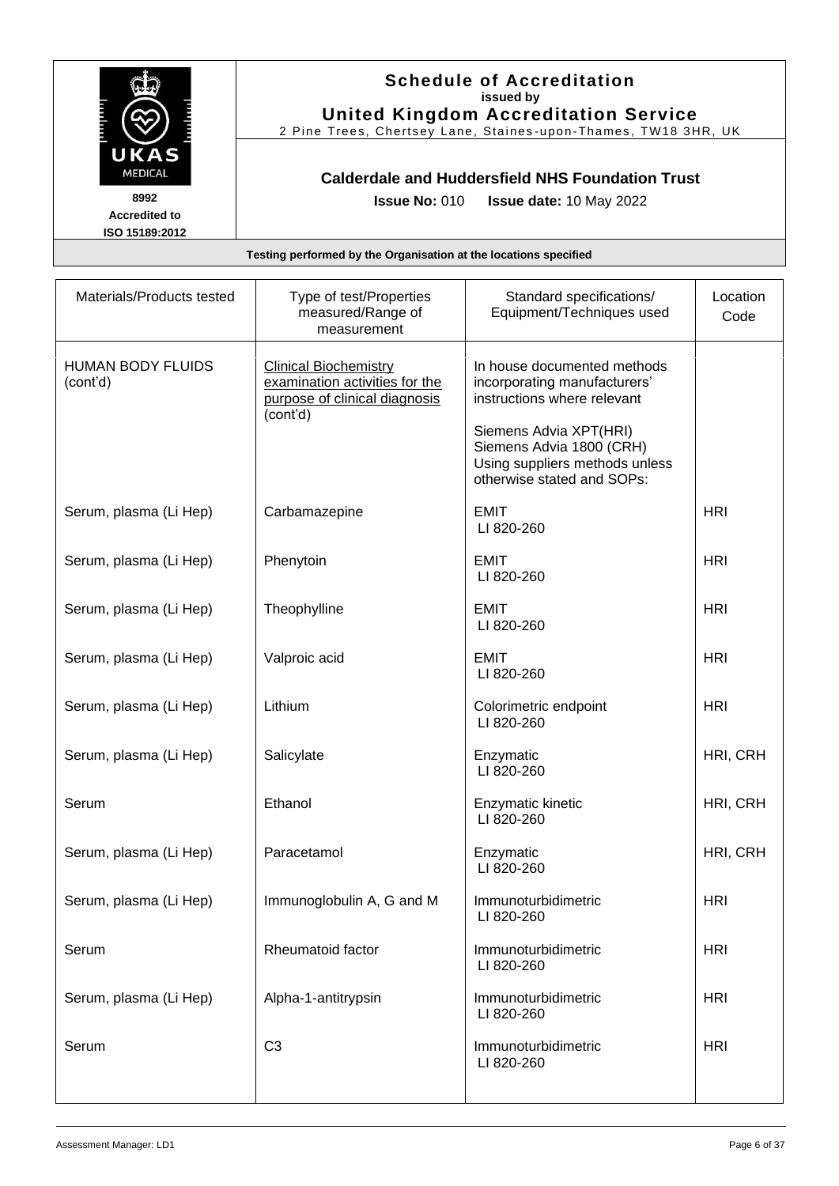**Schedule of Accreditation**
**issued by**
**United Kingdom Accreditation Service**
2 Pine Trees, Chertsey Lane, Staines-upon-Thames, TW18 3HR, UK

**8992**
**Accredited to**
**ISO 15189:2012**

**Calderdale and Huddersfield NHS Foundation Trust**

**Issue No:** 010 **Issue date:** 10 May 2022

**Testing performed by the Organisation at the locations specified**

| Materials/Products tested | Type of test/Properties measured/Range of measurement | Standard specifications/ Equipment/Techniques used | Location Code |
|---|---|---|---|
| HUMAN BODY FLUIDS (cont'd) | Clinical Biochemistry examination activities for the purpose of clinical diagnosis (cont'd) | In house documented methods incorporating manufacturers' instructions where relevant<br><br>Siemens Advia XPT(HRI)<br>Siemens Advia 1800 (CRH)<br>Using suppliers methods unless otherwise stated and SOPs: | |
| Serum, plasma (Li Hep) | Carbamazepine | EMIT<br>LI 820-260 | HRI |
| Serum, plasma (Li Hep) | Phenytoin | EMIT<br>LI 820-260 | HRI |
| Serum, plasma (Li Hep) | Theophylline | EMIT<br>LI 820-260 | HRI |
| Serum, plasma (Li Hep) | Valproic acid | EMIT<br>LI 820-260 | HRI |
| Serum, plasma (Li Hep) | Lithium | Colorimetric endpoint<br>LI 820-260 | HRI |
| Serum, plasma (Li Hep) | Salicylate | Enzymatic<br>LI 820-260 | HRI, CRH |
| Serum | Ethanol | Enzymatic kinetic<br>LI 820-260 | HRI, CRH |
| Serum, plasma (Li Hep) | Paracetamol | Enzymatic<br>LI 820-260 | HRI, CRH |
| Serum, plasma (Li Hep) | Immunoglobulin A, G and M | Immunoturbidimetric<br>LI 820-260 | HRI |
| Serum | Rheumatoid factor | Immunoturbidimetric<br>LI 820-260 | HRI |
| Serum, plasma (Li Hep) | Alpha-1-antitrypsin | Immunoturbidimetric<br>LI 820-260 | HRI |
| Serum | C3 | Immunoturbidimetric<br>LI 820-260 | HRI |

Assessment Manager: LD1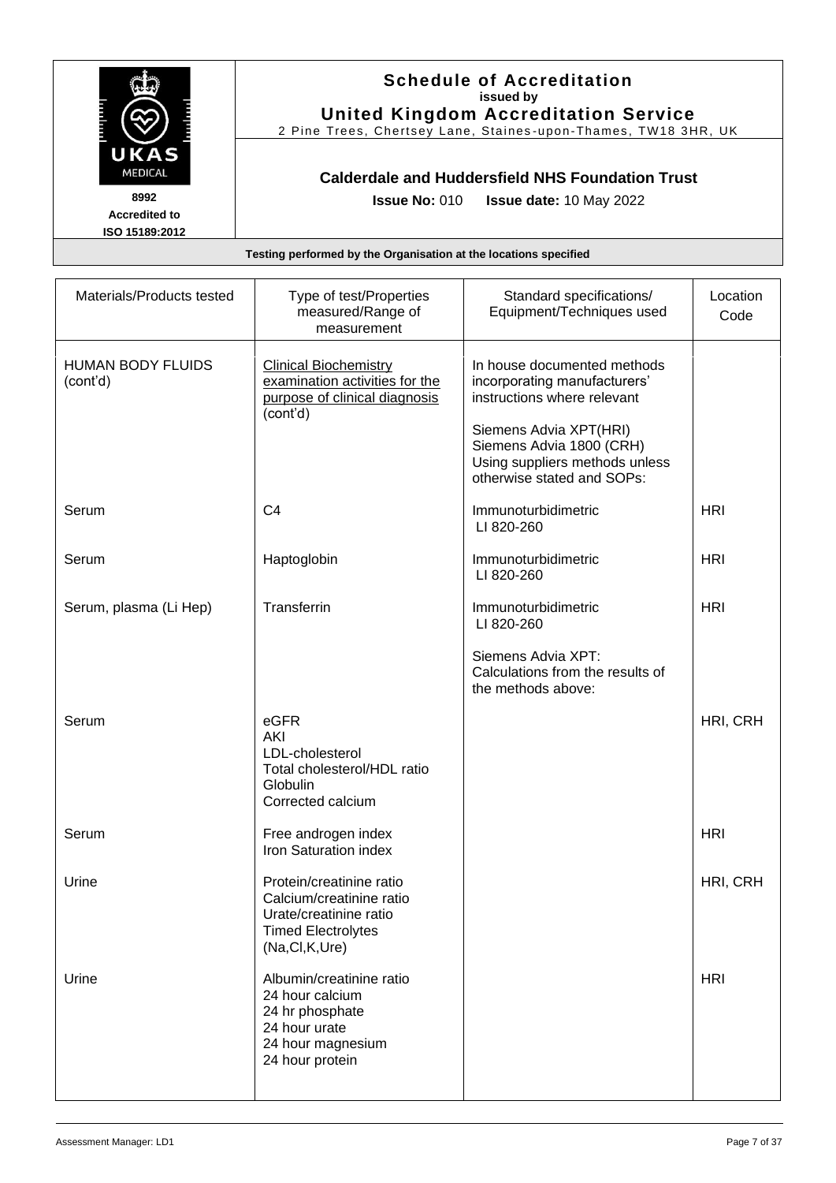| Materials/Products tested | Type of test/Properties measured/Range of measurement | Standard specifications/ Equipment/Techniques used | Location Code |
|---|---|---|---|
| HUMAN BODY FLUIDS (cont'd) | Clinical Biochemistry examination activities for the purpose of clinical diagnosis (cont'd) | In house documented methods incorporating manufacturers' instructions where relevant<br><br>Siemens Advia XPT(HRI)<br>Siemens Advia 1800 (CRH)<br>Using suppliers methods unless otherwise stated and SOPs: | |
| Serum | C4 | Immunoturbidimetric<br>LI 820-260 | HRI |
| Serum | Haptoglobin | Immunoturbidimetric<br>LI 820-260 | HRI |
| Serum, plasma (Li Hep) | Transferrin | Immunoturbidimetric<br>LI 820-260<br><br>Siemens Advia XPT:<br>Calculations from the results of the methods above: | HRI |
| Serum | eGFR<br>AKI<br>LDL-cholesterol<br>Total cholesterol/HDL ratio<br>Globulin<br>Corrected calcium | | HRI, CRH |
| Serum | Free androgen index<br>Iron Saturation index | | HRI |
| Urine | Protein/creatinine ratio<br>Calcium/creatinine ratio<br>Urate/creatinine ratio<br>Timed Electrolytes (Na,Cl,K,Ure) | | HRI, CRH |
| Urine | Albumin/creatinine ratio<br>24 hour calcium<br>24 hr phosphate<br>24 hour urate<br>24 hour magnesium<br>24 hour protein | | HRI |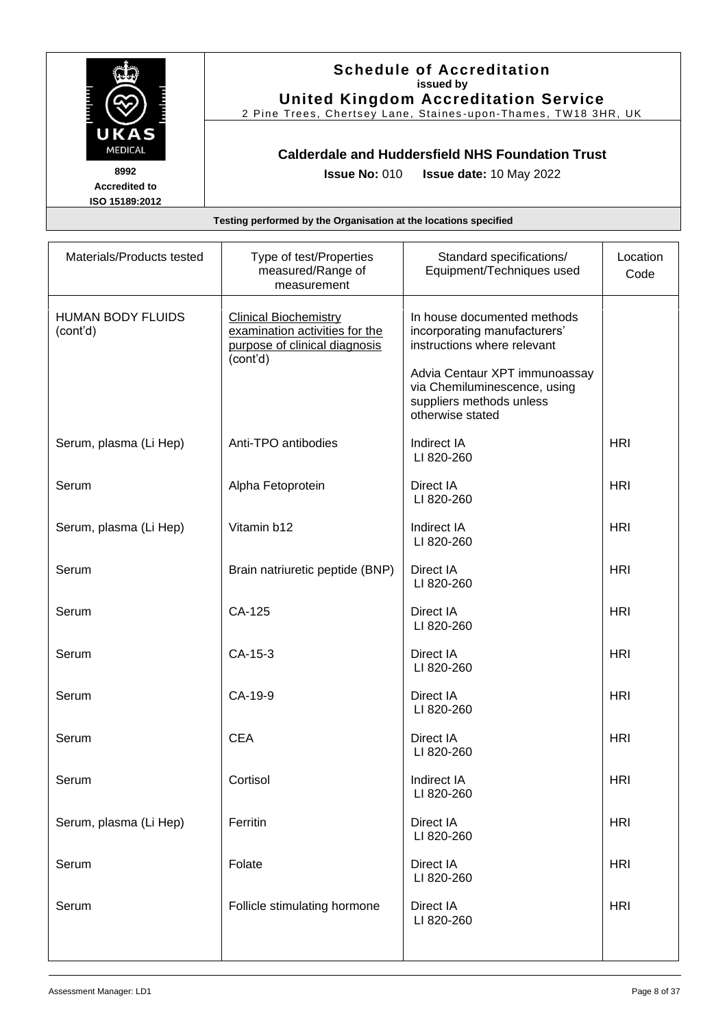# Schedule of Accreditation
**issued by**
**United Kingdom Accreditation Service**
2 Pine Trees, Chertsey Lane, Staines-upon-Thames, TW18 3HR, UK

8992
Accredited to
ISO 15189:2012

**Calderdale and Huddersfield NHS Foundation Trust**

**Issue No:** 010 **Issue date:** 10 May 2022

**Testing performed by the Organisation at the locations specified**

| Materials/Products tested | Type of test/Properties measured/Range of measurement | Standard specifications/ Equipment/Techniques used | Location Code |
|---|---|---|---|
| HUMAN BODY FLUIDS (cont'd) | Clinical Biochemistry examination activities for the purpose of clinical diagnosis (cont'd) | In house documented methods incorporating manufacturers' instructions where relevant<br><br>Advia Centaur XPT immunoassay via Chemiluminescence, using suppliers methods unless otherwise stated | |
| Serum, plasma (Li Hep) | Anti-TPO antibodies | Indirect IA<br>LI 820-260 | HRI |
| Serum | Alpha Fetoprotein | Direct IA<br>LI 820-260 | HRI |
| Serum, plasma (Li Hep) | Vitamin b12 | Indirect IA<br>LI 820-260 | HRI |
| Serum | Brain natriuretic peptide (BNP) | Direct IA<br>LI 820-260 | HRI |
| Serum | CA-125 | Direct IA<br>LI 820-260 | HRI |
| Serum | CA-15-3 | Direct IA<br>LI 820-260 | HRI |
| Serum | CA-19-9 | Direct IA<br>LI 820-260 | HRI |
| Serum | CEA | Direct IA<br>LI 820-260 | HRI |
| Serum | Cortisol | Indirect IA<br>LI 820-260 | HRI |
| Serum, plasma (Li Hep) | Ferritin | Direct IA<br>LI 820-260 | HRI |
| Serum | Folate | Direct IA<br>LI 820-260 | HRI |
| Serum | Follicle stimulating hormone | Direct IA<br>LI 820-260 | HRI |

Assessment Manager: LD1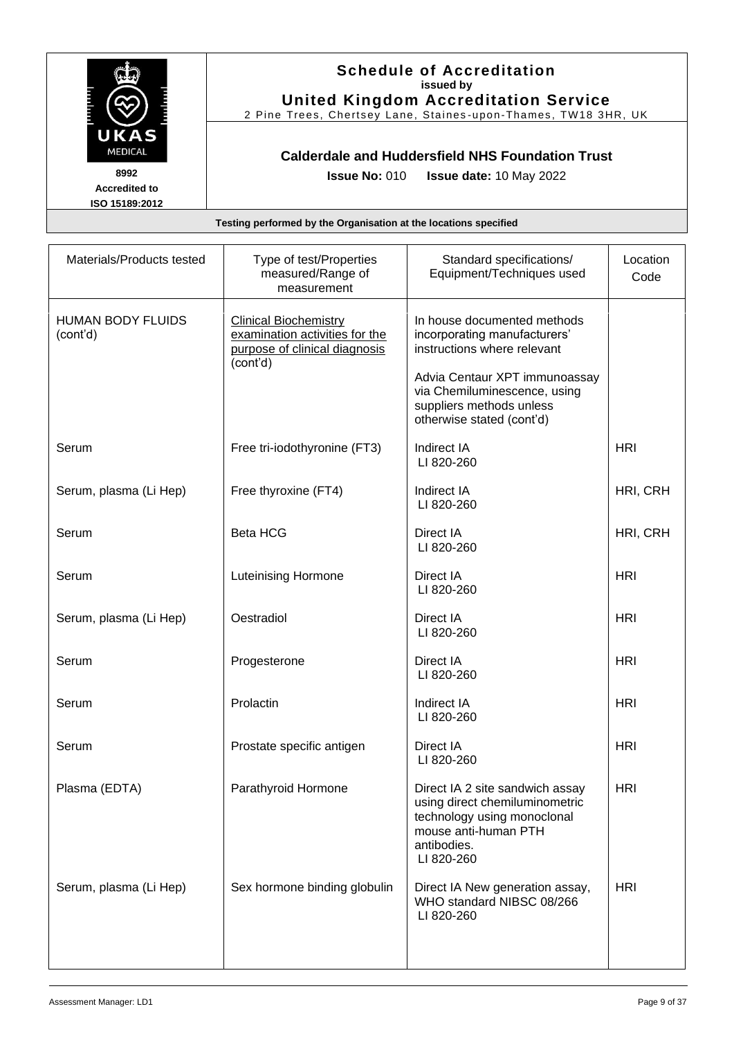| Materials/Products tested | Type of test/Properties measured/Range of measurement | Standard specifications/ Equipment/Techniques used | Location Code |
|---|---|---|---|
| HUMAN BODY FLUIDS (cont'd) | Clinical Biochemistry examination activities for the purpose of clinical diagnosis (cont'd) | In house documented methods incorporating manufacturers' instructions where relevant<br><br>Advia Centaur XPT immunoassay via Chemiluminescence, using suppliers methods unless otherwise stated (cont'd) | |
| Serum | Free tri-iodothyronine (FT3) | Indirect IA<br>LI 820-260 | HRI |
| Serum, plasma (Li Hep) | Free thyroxine (FT4) | Indirect IA<br>LI 820-260 | HRI, CRH |
| Serum | Beta HCG | Direct IA<br>LI 820-260 | HRI, CRH |
| Serum | Luteinising Hormone | Direct IA<br>LI 820-260 | HRI |
| Serum, plasma (Li Hep) | Oestradiol | Direct IA<br>LI 820-260 | HRI |
| Serum | Progesterone | Direct IA<br>LI 820-260 | HRI |
| Serum | Prolactin | Indirect IA<br>LI 820-260 | HRI |
| Serum | Prostate specific antigen | Direct IA<br>LI 820-260 | HRI |
| Plasma (EDTA) | Parathyroid Hormone | Direct IA 2 site sandwich assay using direct chemiluminometric technology using monoclonal mouse anti-human PTH antibodies.<br>LI 820-260 | HRI |
| Serum, plasma (Li Hep) | Sex hormone binding globulin | Direct IA New generation assay, WHO standard NIBSC 08/266<br>LI 820-260 | HRI |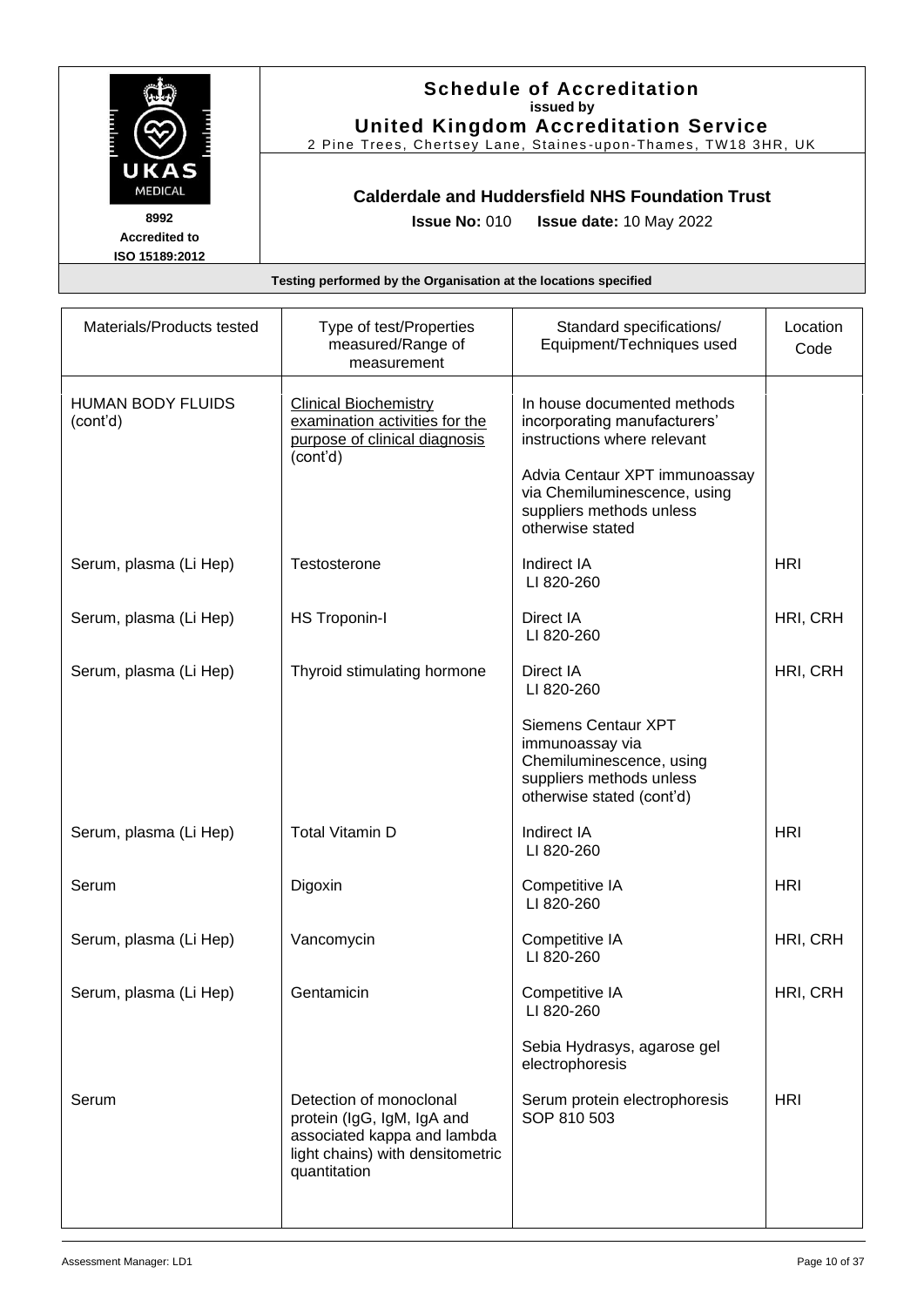# Schedule of Accreditation

**issued by**

**United Kingdom Accreditation Service**

2 Pine Trees, Chertsey Lane, Staines-upon-Thames, TW18 3HR, UK

8992
Accredited to
ISO 15189:2012

## Calderdale and Huddersfield NHS Foundation Trust

**Issue No:** 010 **Issue date:** 10 May 2022

**Testing performed by the Organisation at the locations specified**

| Materials/Products tested | Type of test/Properties measured/Range of measurement | Standard specifications/ Equipment/Techniques used | Location Code |
|---|---|---|---|
| HUMAN BODY FLUIDS (cont'd) | Clinical Biochemistry examination activities for the purpose of clinical diagnosis (cont'd) | In house documented methods incorporating manufacturers' instructions where relevant<br><br>Advia Centaur XPT immunoassay via Chemiluminescence, using suppliers methods unless otherwise stated | |
| Serum, plasma (Li Hep) | Testosterone | Indirect IA<br>LI 820-260 | HRI |
| Serum, plasma (Li Hep) | HS Troponin-I | Direct IA<br>LI 820-260 | HRI, CRH |
| Serum, plasma (Li Hep) | Thyroid stimulating hormone | Direct IA<br>LI 820-260 | HRI, CRH |
| | | Siemens Centaur XPT immunoassay via Chemiluminescence, using suppliers methods unless otherwise stated (cont'd) | |
| Serum, plasma (Li Hep) | Total Vitamin D | Indirect IA<br>LI 820-260 | HRI |
| Serum | Digoxin | Competitive IA<br>LI 820-260 | HRI |
| Serum, plasma (Li Hep) | Vancomycin | Competitive IA<br>LI 820-260 | HRI, CRH |
| Serum, plasma (Li Hep) | Gentamicin | Competitive IA<br>LI 820-260 | HRI, CRH |
| | | Sebia Hydrasys, agarose gel electrophoresis | |
| Serum | Detection of monoclonal protein (IgG, IgM, IgA and associated kappa and lambda light chains) with densitometric quantitation | Serum protein electrophoresis SOP 810 503 | HRI |

Assessment Manager: LD1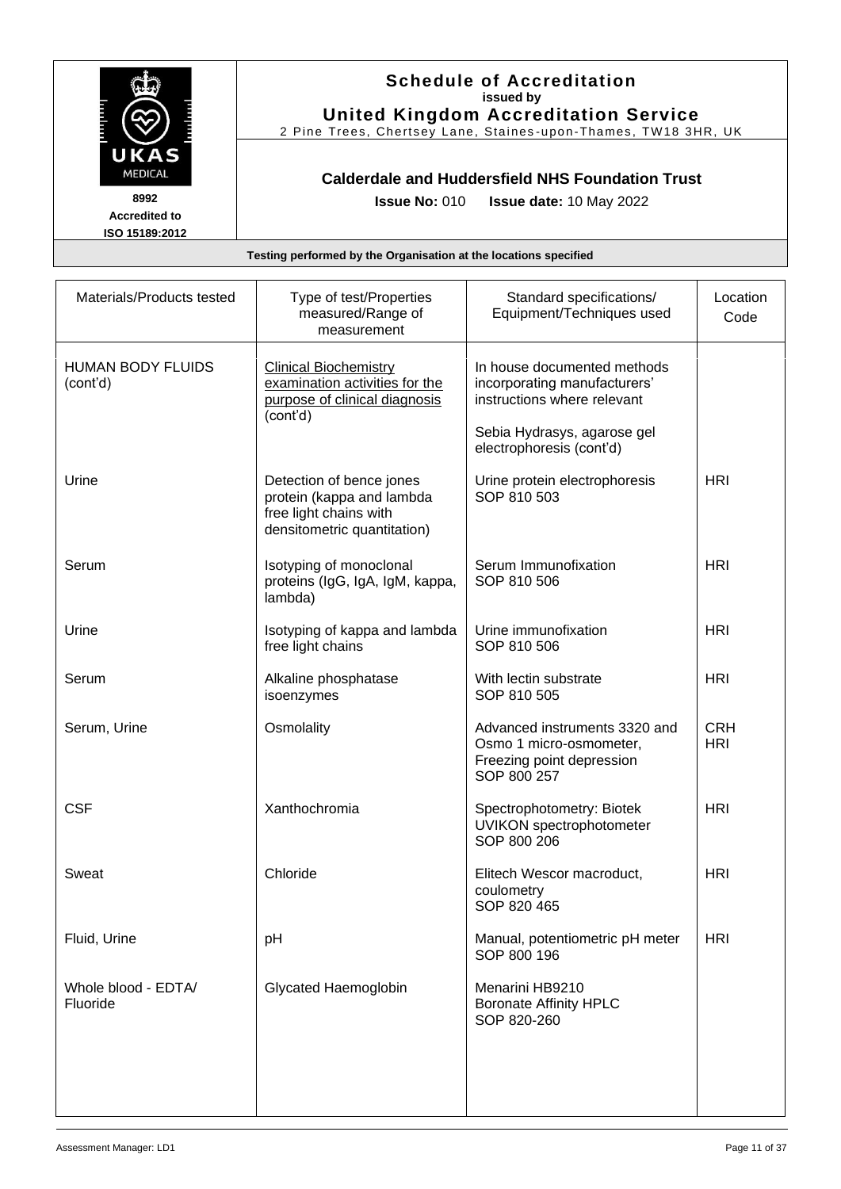# Schedule of Accreditation
issued by
**United Kingdom Accreditation Service**
2 Pine Trees, Chertsey Lane, Staines-upon-Thames, TW18 3HR, UK

8992
Accredited to
ISO 15189:2012

**Calderdale and Huddersfield NHS Foundation Trust**

**Issue No:** 010 **Issue date:** 10 May 2022

**Testing performed by the Organisation at the locations specified**

| Materials/Products tested | Type of test/Properties measured/Range of measurement | Standard specifications/ Equipment/Techniques used | Location Code |
|---|---|---|---|
| HUMAN BODY FLUIDS (cont'd) | <u>Clinical Biochemistry examination activities for the purpose of clinical diagnosis</u> (cont'd) | In house documented methods incorporating manufacturers' instructions where relevant<br><br>Sebia Hydrasys, agarose gel electrophoresis (cont'd) | |
| Urine | Detection of bence jones protein (kappa and lambda free light chains with densitometric quantitation) | Urine protein electrophoresis SOP 810 503 | HRI |
| Serum | Isotyping of monoclonal proteins (IgG, IgA, IgM, kappa, lambda) | Serum Immunofixation SOP 810 506 | HRI |
| Urine | Isotyping of kappa and lambda free light chains | Urine immunofixation SOP 810 506 | HRI |
| Serum | Alkaline phosphatase isoenzymes | With lectin substrate SOP 810 505 | HRI |
| Serum, Urine | Osmolality | Advanced instruments 3320 and Osmo 1 micro-osmometer, Freezing point depression SOP 800 257 | CRH<br>HRI |
| CSF | Xanthochromia | Spectrophotometry: Biotek UVIKON spectrophotometer SOP 800 206 | HRI |
| Sweat | Chloride | Elitech Wescor macroduct, coulometry SOP 820 465 | HRI |
| Fluid, Urine | pH | Manual, potentiometric pH meter SOP 800 196 | HRI |
| Whole blood - EDTA/ Fluoride | Glycated Haemoglobin | Menarini HB9210 Boronate Affinity HPLC SOP 820-260 | |

Assessment Manager: LD1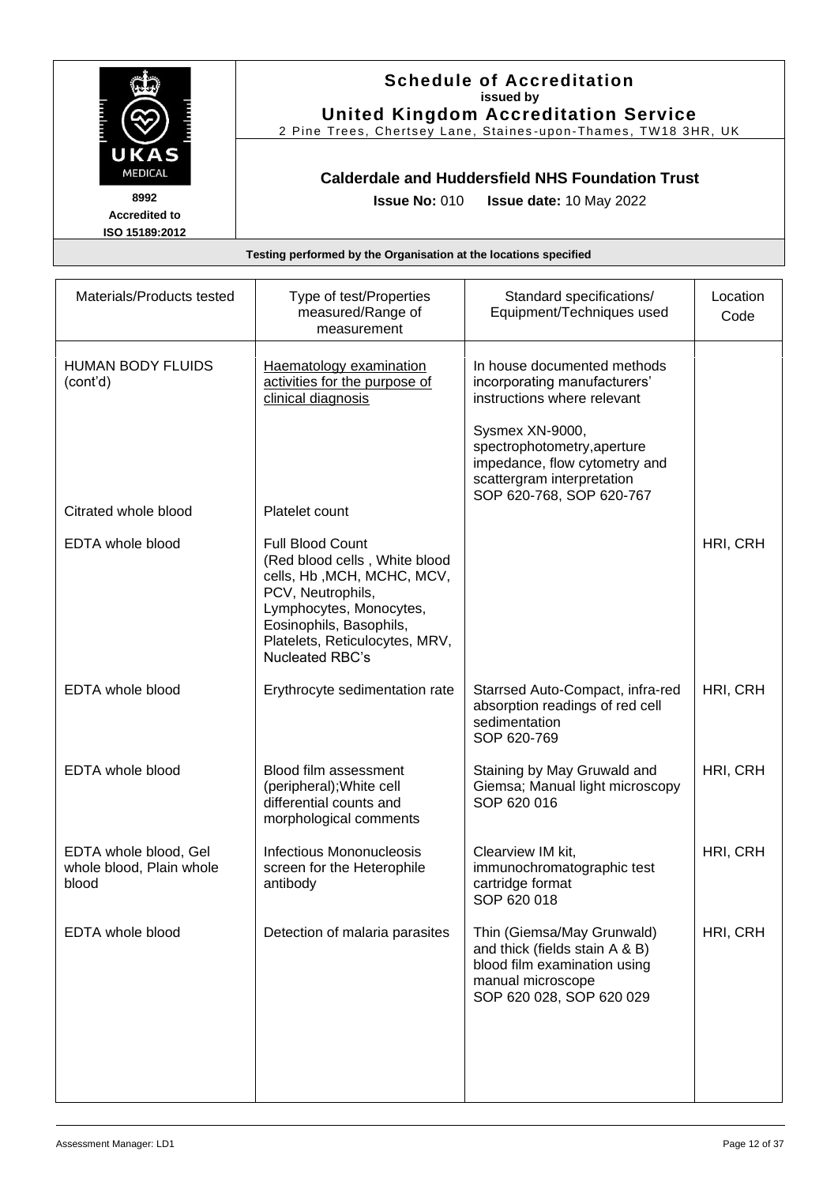# Schedule of Accreditation

**issued by**

**United Kingdom Accreditation Service**

2 Pine Trees, Chertsey Lane, Staines-upon-Thames, TW18 3HR, UK

8992
Accredited to
ISO 15189:2012

**Calderdale and Huddersfield NHS Foundation Trust**

**Issue No:** 010 **Issue date:** 10 May 2022

**Testing performed by the Organisation at the locations specified**

| Materials/Products tested | Type of test/Properties measured/Range of measurement | Standard specifications/ Equipment/Techniques used | Location Code |
|---|---|---|---|
| HUMAN BODY FLUIDS (cont'd) | Haematology examination activities for the purpose of clinical diagnosis | In house documented methods incorporating manufacturers' instructions where relevant<br><br>Sysmex XN-9000, spectrophotometry,aperture impedance, flow cytometry and scattergram interpretation SOP 620-768, SOP 620-767 | |
| Citrated whole blood | Platelet count | | |
| EDTA whole blood | Full Blood Count (Red blood cells , White blood cells, Hb ,MCH, MCHC, MCV, PCV, Neutrophils, Lymphocytes, Monocytes, Eosinophils, Basophils, Platelets, Reticulocytes, MRV, Nucleated RBC's | | HRI, CRH |
| EDTA whole blood | Erythrocyte sedimentation rate | Starrsed Auto-Compact, infra-red absorption readings of red cell sedimentation SOP 620-769 | HRI, CRH |
| EDTA whole blood | Blood film assessment (peripheral);White cell differential counts and morphological comments | Staining by May Gruwald and Giemsa; Manual light microscopy SOP 620 016 | HRI, CRH |
| EDTA whole blood, Gel whole blood, Plain whole blood | Infectious Mononucleosis screen for the Heterophile antibody | Clearview IM kit, immunochromatographic test cartridge format SOP 620 018 | HRI, CRH |
| EDTA whole blood | Detection of malaria parasites | Thin (Giemsa/May Grunwald) and thick (fields stain A & B) blood film examination using manual microscope SOP 620 028, SOP 620 029 | HRI, CRH |

Assessment Manager: LD1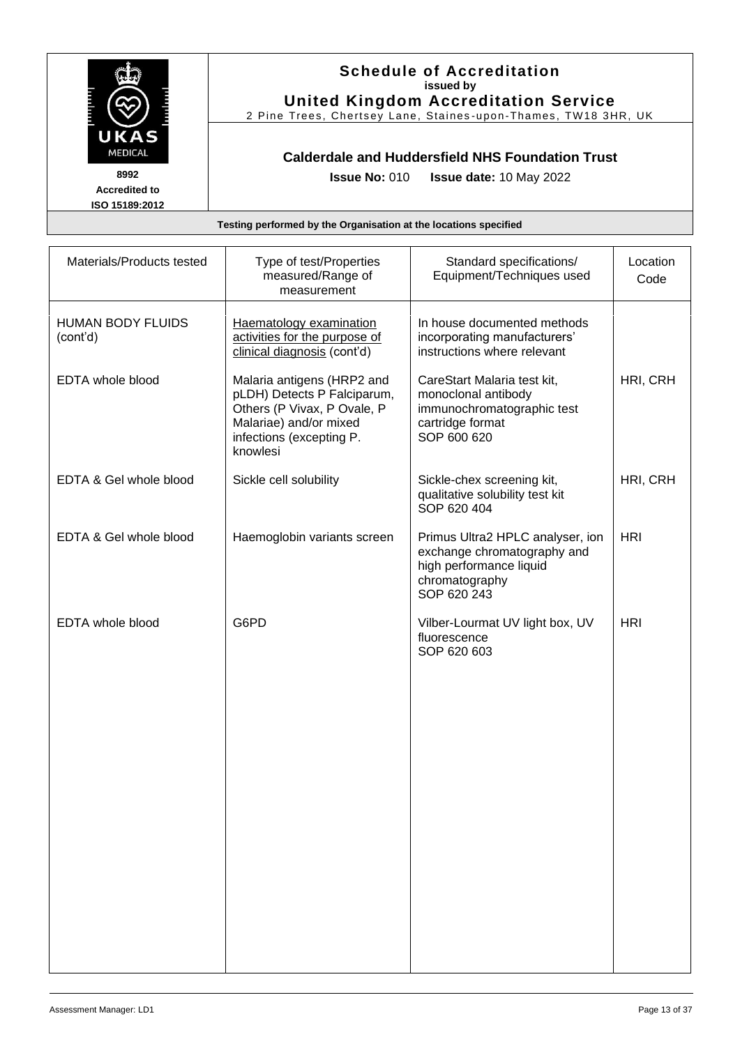**Schedule of Accreditation**
**issued by**
**United Kingdom Accreditation Service**
2 Pine Trees, Chertsey Lane, Staines-upon-Thames, TW18 3HR, UK

8992
Accredited to
ISO 15189:2012

**Calderdale and Huddersfield NHS Foundation Trust**

**Issue No:** 010 **Issue date:** 10 May 2022

**Testing performed by the Organisation at the locations specified**

| Materials/Products tested | Type of test/Properties measured/Range of measurement | Standard specifications/ Equipment/Techniques used | Location Code |
|---|---|---|---|
| HUMAN BODY FLUIDS (cont'd) | Haematology examination activities for the purpose of clinical diagnosis (cont'd) | In house documented methods incorporating manufacturers' instructions where relevant | |
| EDTA whole blood | Malaria antigens (HRP2 and pLDH) Detects P Falciparum, Others (P Vivax, P Ovale, P Malariae) and/or mixed infections (excepting P. knowlesi | CareStart Malaria test kit, monoclonal antibody immunochromatographic test cartridge format SOP 600 620 | HRI, CRH |
| EDTA & Gel whole blood | Sickle cell solubility | Sickle-chex screening kit, qualitative solubility test kit SOP 620 404 | HRI, CRH |
| EDTA & Gel whole blood | Haemoglobin variants screen | Primus Ultra2 HPLC analyser, ion exchange chromatography and high performance liquid chromatography SOP 620 243 | HRI |
| EDTA whole blood | G6PD | Vilber-Lourmat UV light box, UV fluorescence SOP 620 603 | HRI |

Assessment Manager: LD1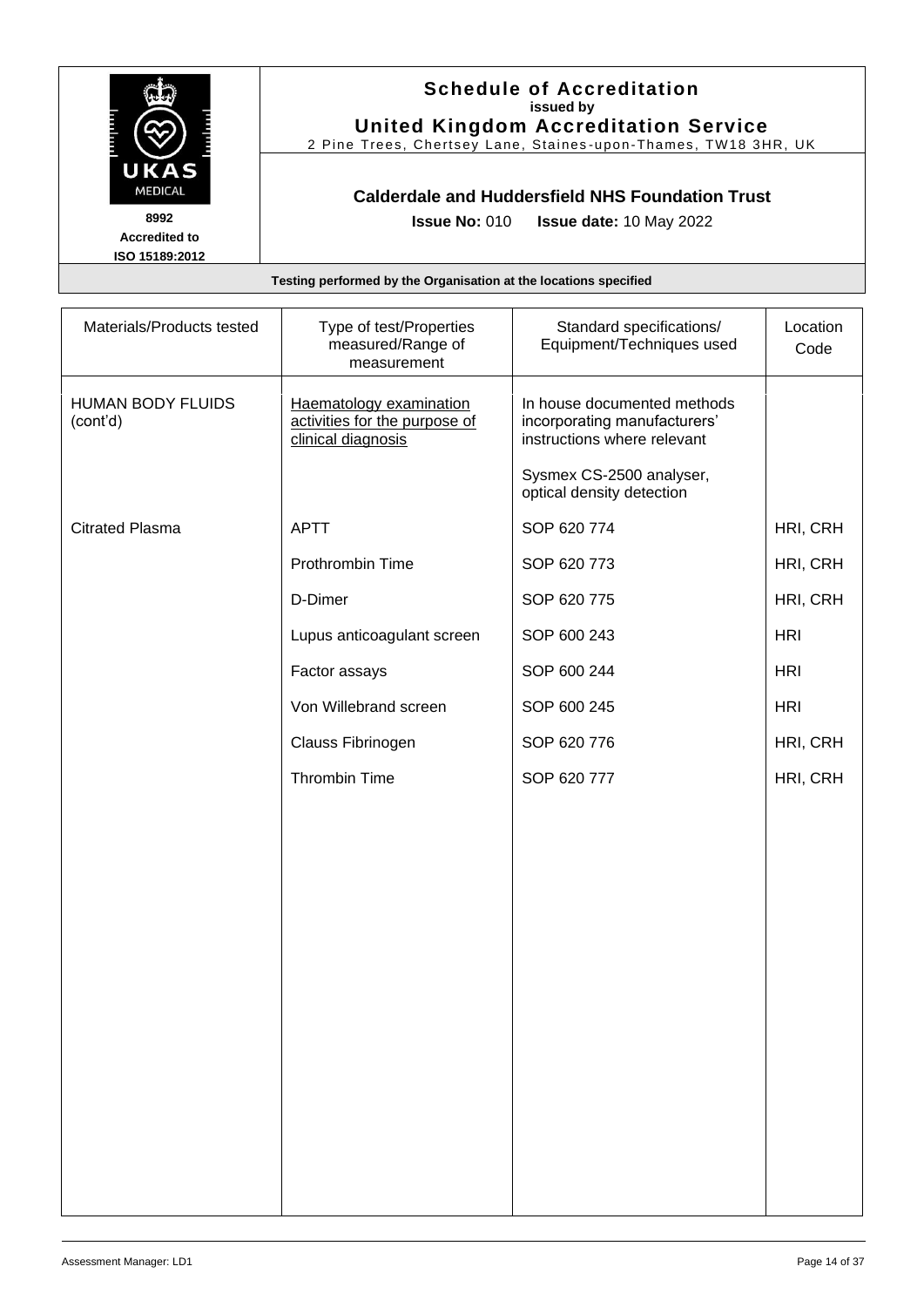**Schedule of Accreditation**
**issued by**
**United Kingdom Accreditation Service**
2 Pine Trees, Chertsey Lane, Staines-upon-Thames, TW18 3HR, UK

**8992**
**Accredited to**
**ISO 15189:2012**

**Calderdale and Huddersfield NHS Foundation Trust**

**Issue No:** 010 **Issue date:** 10 May 2022

**Testing performed by the Organisation at the locations specified**

| Materials/Products tested | Type of test/Properties measured/Range of measurement | Standard specifications/ Equipment/Techniques used | Location Code |
|---|---|---|---|
| HUMAN BODY FLUIDS (cont'd) | Haematology examination activities for the purpose of clinical diagnosis | In house documented methods incorporating manufacturers' instructions where relevant<br><br>Sysmex CS-2500 analyser, optical density detection | |
| Citrated Plasma | APTT | SOP 620 774 | HRI, CRH |
| | Prothrombin Time | SOP 620 773 | HRI, CRH |
| | D-Dimer | SOP 620 775 | HRI, CRH |
| | Lupus anticoagulant screen | SOP 600 243 | HRI |
| | Factor assays | SOP 600 244 | HRI |
| | Von Willebrand screen | SOP 600 245 | HRI |
| | Clauss Fibrinogen | SOP 620 776 | HRI, CRH |
| | Thrombin Time | SOP 620 777 | HRI, CRH |

Assessment Manager: LD1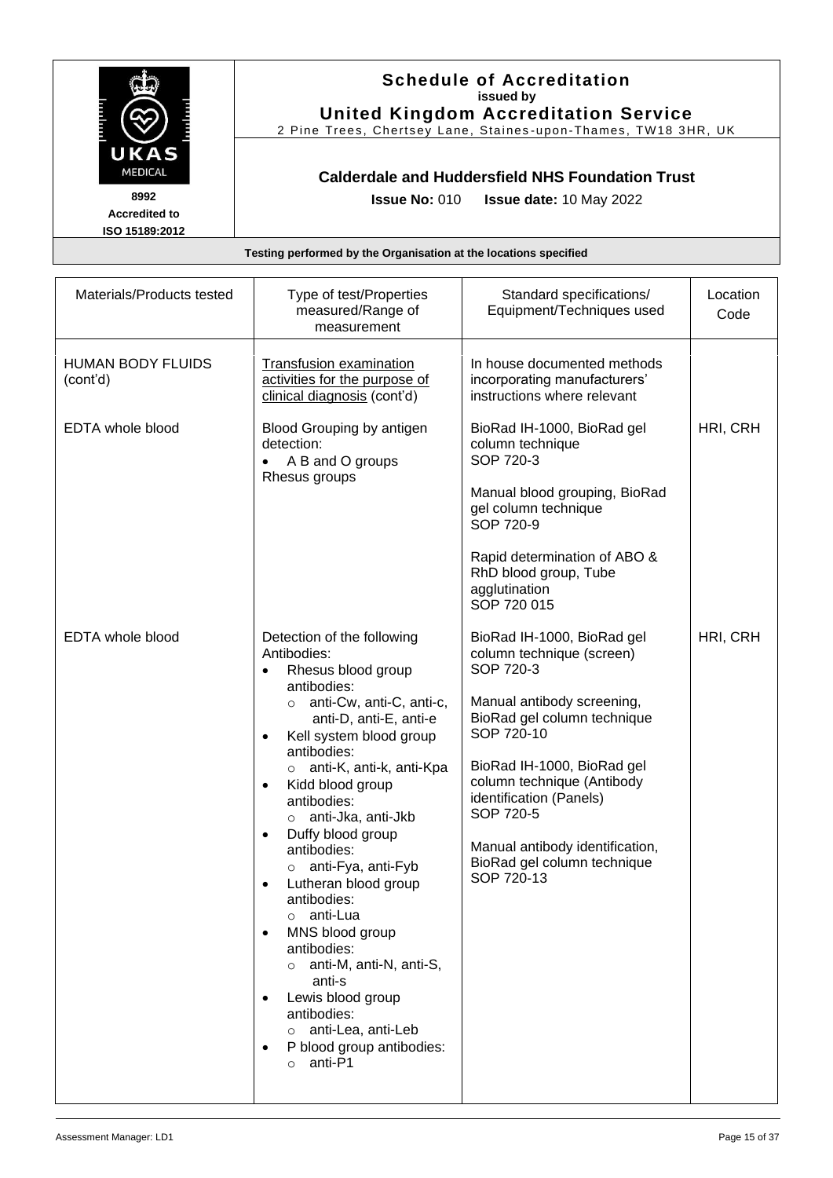# Schedule of Accreditation

**issued by**

**United Kingdom Accreditation Service**

2 Pine Trees, Chertsey Lane, Staines-upon-Thames, TW18 3HR, UK

8992
Accredited to
ISO 15189:2012

**Calderdale and Huddersfield NHS Foundation Trust**

**Issue No:** 010 **Issue date:** 10 May 2022

**Testing performed by the Organisation at the locations specified**

| Materials/Products tested | Type of test/Properties measured/Range of measurement | Standard specifications/ Equipment/Techniques used | Location Code |
|---|---|---|---|
| HUMAN BODY FLUIDS (cont'd) | <u>Transfusion examination activities for the purpose of clinical diagnosis</u> (cont'd) | In house documented methods incorporating manufacturers' instructions where relevant | |
| EDTA whole blood | Blood Grouping by antigen detection:<br>• A B and O groups<br>Rhesus groups | BioRad IH-1000, BioRad gel column technique<br>SOP 720-3<br><br>Manual blood grouping, BioRad gel column technique<br>SOP 720-9<br><br>Rapid determination of ABO & RhD blood group, Tube agglutination<br>SOP 720 015 | HRI, CRH |
| EDTA whole blood | Detection of the following Antibodies:<br>• Rhesus blood group antibodies:<br>  ○ anti-Cw, anti-C, anti-c, anti-D, anti-E, anti-e<br>• Kell system blood group antibodies:<br>  ○ anti-K, anti-k, anti-Kpa<br>• Kidd blood group antibodies:<br>  ○ anti-Jka, anti-Jkb<br>• Duffy blood group antibodies:<br>  ○ anti-Fya, anti-Fyb<br>• Lutheran blood group antibodies:<br>  ○ anti-Lua<br>• MNS blood group antibodies:<br>  ○ anti-M, anti-N, anti-S, anti-s<br>• Lewis blood group antibodies:<br>  ○ anti-Lea, anti-Leb<br>• P blood group antibodies:<br>  ○ anti-P1 | BioRad IH-1000, BioRad gel column technique (screen)<br>SOP 720-3<br><br>Manual antibody screening, BioRad gel column technique<br>SOP 720-10<br><br>BioRad IH-1000, BioRad gel column technique (Antibody identification (Panels)<br>SOP 720-5<br><br>Manual antibody identification, BioRad gel column technique<br>SOP 720-13 | HRI, CRH |

Assessment Manager: LD1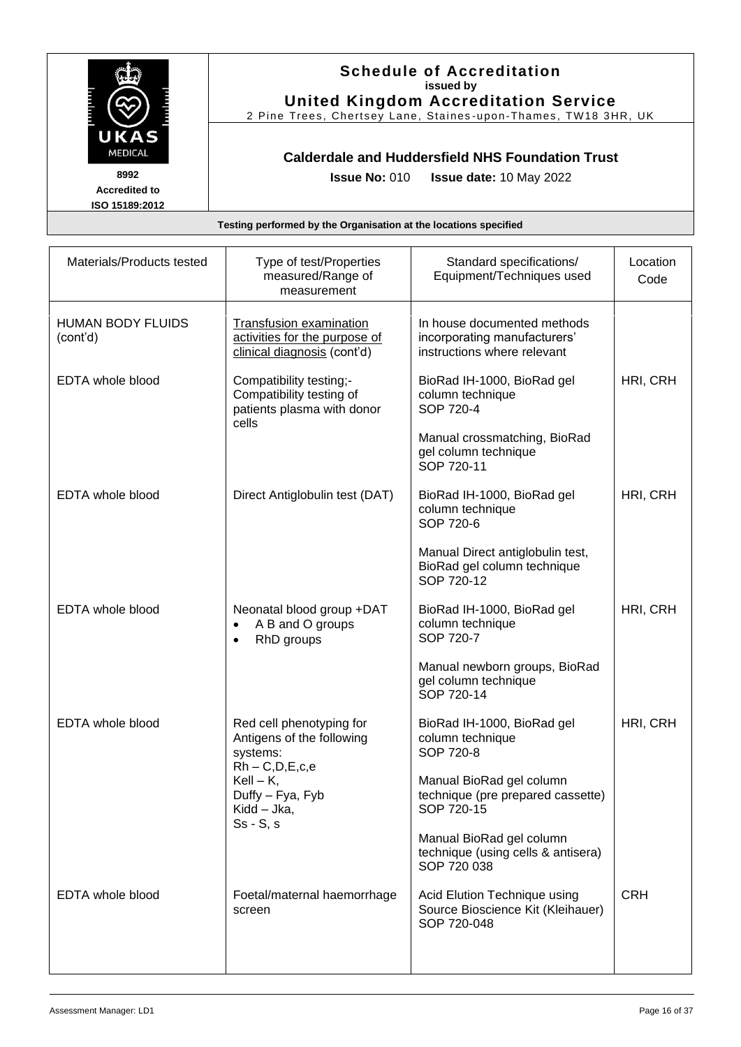# Schedule of Accreditation

**issued by**

**United Kingdom Accreditation Service**

2 Pine Trees, Chertsey Lane, Staines-upon-Thames, TW18 3HR, UK

8992
Accredited to
ISO 15189:2012

**Calderdale and Huddersfield NHS Foundation Trust**

**Issue No:** 010 **Issue date:** 10 May 2022

**Testing performed by the Organisation at the locations specified**

| Materials/Products tested | Type of test/Properties measured/Range of measurement | Standard specifications/ Equipment/Techniques used | Location Code |
|---|---|---|---|
| HUMAN BODY FLUIDS (cont'd) | Transfusion examination activities for the purpose of clinical diagnosis (cont'd) | In house documented methods incorporating manufacturers' instructions where relevant | |
| EDTA whole blood | Compatibility testing;- Compatibility testing of patients plasma with donor cells | BioRad IH-1000, BioRad gel column technique SOP 720-4<br><br>Manual crossmatching, BioRad gel column technique SOP 720-11 | HRI, CRH |
| EDTA whole blood | Direct Antiglobulin test (DAT) | BioRad IH-1000, BioRad gel column technique SOP 720-6<br><br>Manual Direct antiglobulin test, BioRad gel column technique SOP 720-12 | HRI, CRH |
| EDTA whole blood | Neonatal blood group +DAT<br>• A B and O groups<br>• RhD groups | BioRad IH-1000, BioRad gel column technique SOP 720-7<br><br>Manual newborn groups, BioRad gel column technique SOP 720-14 | HRI, CRH |
| EDTA whole blood | Red cell phenotyping for Antigens of the following systems:<br>Rh – C,D,E,c,e<br>Kell – K,<br>Duffy – Fya, Fyb<br>Kidd – Jka,<br>Ss - S, s | BioRad IH-1000, BioRad gel column technique SOP 720-8<br><br>Manual BioRad gel column technique (pre prepared cassette) SOP 720-15<br><br>Manual BioRad gel column technique (using cells & antisera) SOP 720 038 | HRI, CRH |
| EDTA whole blood | Foetal/maternal haemorrhage screen | Acid Elution Technique using Source Bioscience Kit (Kleihauer) SOP 720-048 | CRH |

Assessment Manager: LD1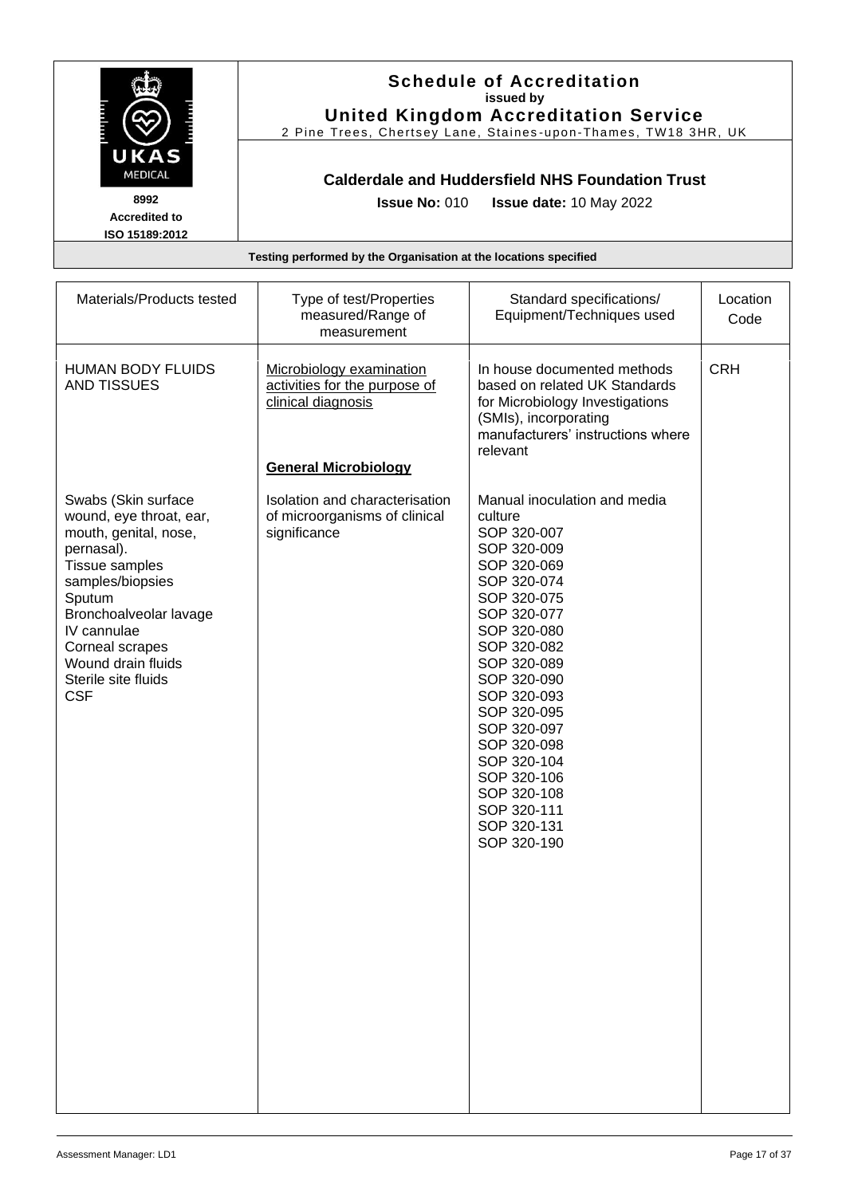# Schedule of Accreditation

**issued by**

**United Kingdom Accreditation Service**

2 Pine Trees, Chertsey Lane, Staines-upon-Thames, TW18 3HR, UK

8992
Accredited to
ISO 15189:2012

**Calderdale and Huddersfield NHS Foundation Trust**

**Issue No:** 010 **Issue date:** 10 May 2022

**Testing performed by the Organisation at the locations specified**

| Materials/Products tested | Type of test/Properties measured/Range of measurement | Standard specifications/ Equipment/Techniques used | Location Code |
|---|---|---|---|
| HUMAN BODY FLUIDS AND TISSUES | Microbiology examination activities for the purpose of clinical diagnosis | In house documented methods based on related UK Standards for Microbiology Investigations (SMIs), incorporating manufacturers' instructions where relevant | CRH |
| | **General Microbiology** | | |
| Swabs (Skin surface wound, eye throat, ear, mouth, genital, nose, pernasal).<br>Tissue samples samples/biopsies<br>Sputum<br>Bronchoalveolar lavage<br>IV cannulae<br>Corneal scrapes<br>Wound drain fluids<br>Sterile site fluids<br>CSF | Isolation and characterisation of microorganisms of clinical significance | Manual inoculation and media culture<br>SOP 320-007<br>SOP 320-009<br>SOP 320-069<br>SOP 320-074<br>SOP 320-075<br>SOP 320-077<br>SOP 320-080<br>SOP 320-082<br>SOP 320-089<br>SOP 320-090<br>SOP 320-093<br>SOP 320-095<br>SOP 320-097<br>SOP 320-098<br>SOP 320-104<br>SOP 320-106<br>SOP 320-108<br>SOP 320-111<br>SOP 320-131<br>SOP 320-190 | |

Assessment Manager: LD1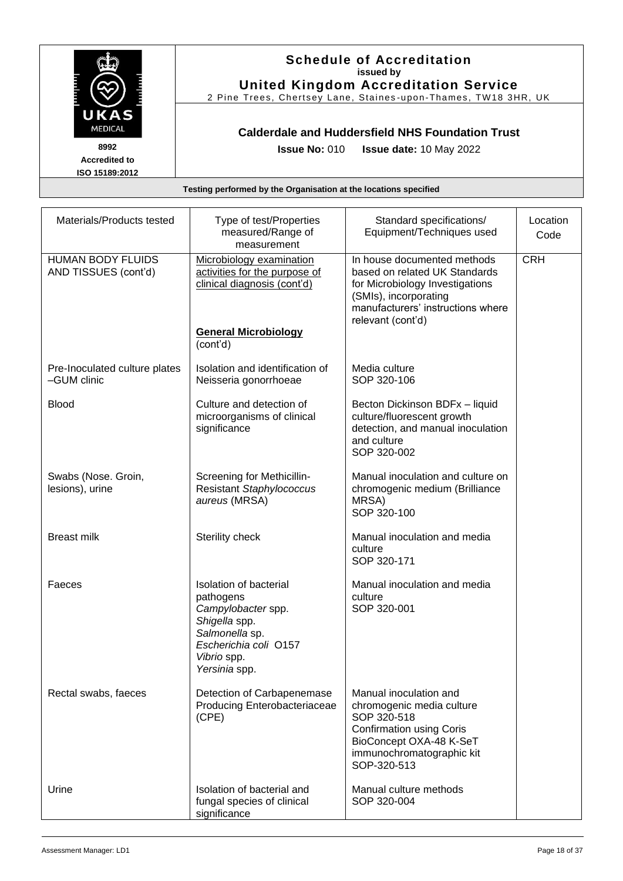## Schedule of Accreditation

issued by

**United Kingdom Accreditation Service**

2 Pine Trees, Chertsey Lane, Staines-upon-Thames, TW18 3HR, UK

8992
Accredited to
ISO 15189:2012

### Calderdale and Huddersfield NHS Foundation Trust

**Issue No:** 010 **Issue date:** 10 May 2022

**Testing performed by the Organisation at the locations specified**

| Materials/Products tested | Type of test/Properties measured/Range of measurement | Standard specifications/ Equipment/Techniques used | Location Code |
|---|---|---|---|
| HUMAN BODY FLUIDS AND TISSUES (cont'd) | Microbiology examination activities for the purpose of clinical diagnosis (cont'd)<br><br>**General Microbiology** (cont'd) | In house documented methods based on related UK Standards for Microbiology Investigations (SMIs), incorporating manufacturers' instructions where relevant (cont'd) | CRH |
| Pre-Inoculated culture plates –GUM clinic | Isolation and identification of Neisseria gonorrhoeae | Media culture<br>SOP 320-106 | |
| Blood | Culture and detection of microorganisms of clinical significance | Becton Dickinson BDFx – liquid culture/fluorescent growth detection, and manual inoculation and culture<br>SOP 320-002 | |
| Swabs (Nose. Groin, lesions), urine | Screening for Methicillin-Resistant *Staphylococcus aureus* (MRSA) | Manual inoculation and culture on chromogenic medium (Brilliance MRSA)<br>SOP 320-100 | |
| Breast milk | Sterility check | Manual inoculation and media culture<br>SOP 320-171 | |
| Faeces | Isolation of bacterial pathogens<br>*Campylobacter* spp.<br>*Shigella* spp.<br>*Salmonella* sp.<br>*Escherichia coli* O157<br>*Vibrio* spp.<br>*Yersinia* spp. | Manual inoculation and media culture<br>SOP 320-001 | |
| Rectal swabs, faeces | Detection of Carbapenemase Producing Enterobacteriaceae (CPE) | Manual inoculation and chromogenic media culture<br>SOP 320-518<br>Confirmation using Coris BioConcept OXA-48 K-SeT immunochromatographic kit<br>SOP-320-513 | |
| Urine | Isolation of bacterial and fungal species of clinical significance | Manual culture methods<br>SOP 320-004 | |

Assessment Manager: LD1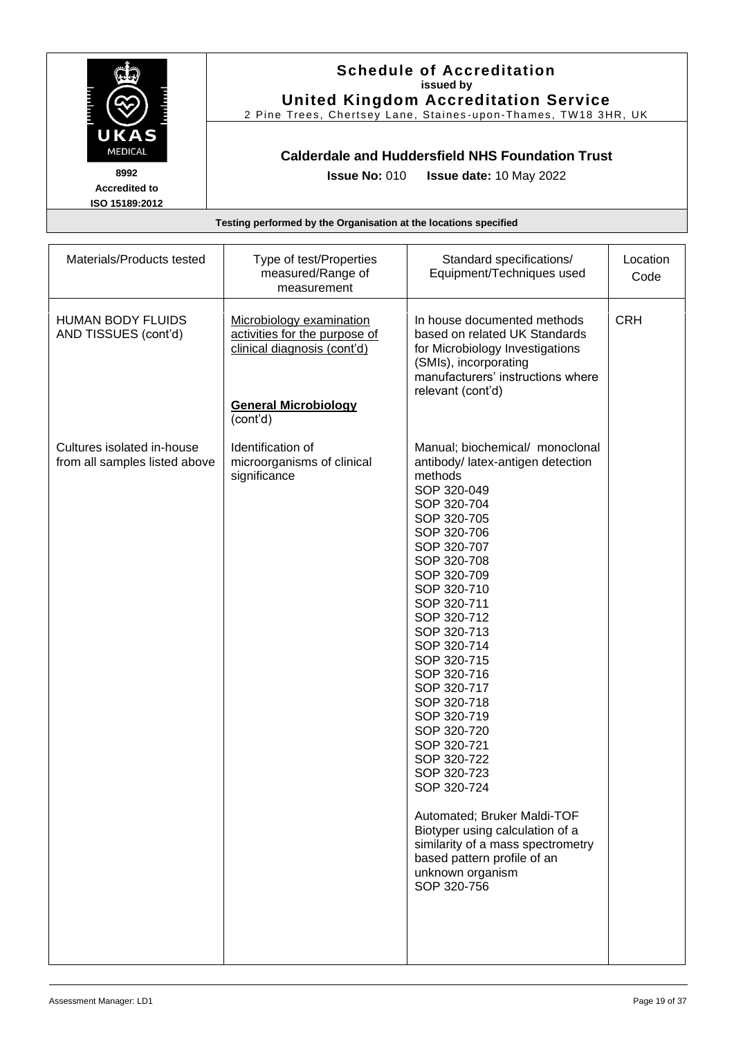# Schedule of Accreditation

**issued by**

**United Kingdom Accreditation Service**

2 Pine Trees, Chertsey Lane, Staines-upon-Thames, TW18 3HR, UK

**8992**
**Accredited to**
**ISO 15189:2012**

## Calderdale and Huddersfield NHS Foundation Trust

**Issue No:** 010 **Issue date:** 10 May 2022

**Testing performed by the Organisation at the locations specified**

| Materials/Products tested | Type of test/Properties measured/Range of measurement | Standard specifications/ Equipment/Techniques used | Location Code |
|---|---|---|---|
| HUMAN BODY FLUIDS AND TISSUES (cont'd) | Microbiology examination activities for the purpose of clinical diagnosis (cont'd)<br><br>**General Microbiology** (cont'd) | In house documented methods based on related UK Standards for Microbiology Investigations (SMIs), incorporating manufacturers' instructions where relevant (cont'd) | CRH |
| Cultures isolated in-house from all samples listed above | Identification of microorganisms of clinical significance | Manual; biochemical/ monoclonal antibody/ latex-antigen detection methods<br>SOP 320-049<br>SOP 320-704<br>SOP 320-705<br>SOP 320-706<br>SOP 320-707<br>SOP 320-708<br>SOP 320-709<br>SOP 320-710<br>SOP 320-711<br>SOP 320-712<br>SOP 320-713<br>SOP 320-714<br>SOP 320-715<br>SOP 320-716<br>SOP 320-717<br>SOP 320-718<br>SOP 320-719<br>SOP 320-720<br>SOP 320-721<br>SOP 320-722<br>SOP 320-723<br>SOP 320-724<br><br>Automated; Bruker Maldi-TOF Biotyper using calculation of a similarity of a mass spectrometry based pattern profile of an unknown organism<br>SOP 320-756 | |

Assessment Manager: LD1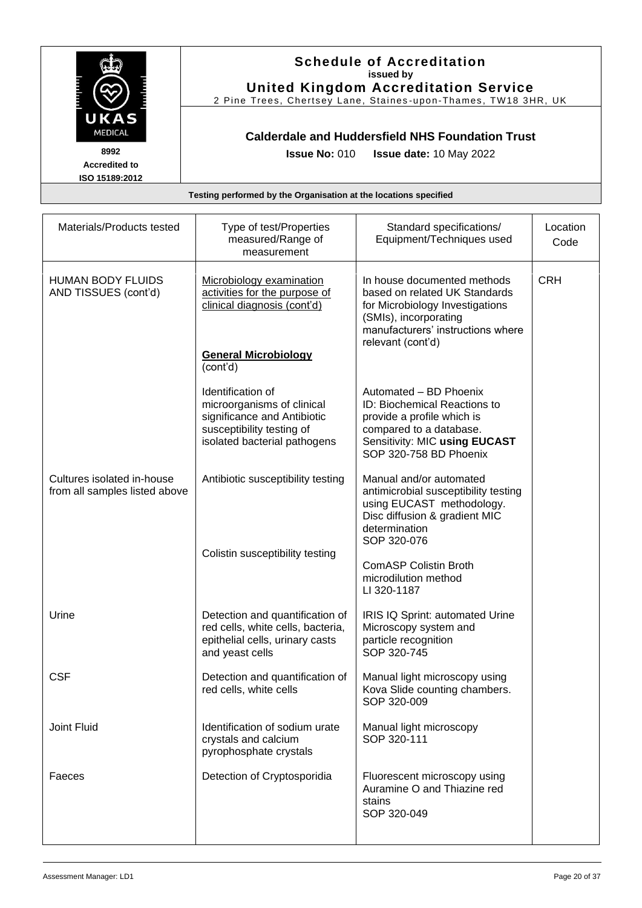**Schedule of Accreditation**
**issued by**
**United Kingdom Accreditation Service**
2 Pine Trees, Chertsey Lane, Staines-upon-Thames, TW18 3HR, UK

8992
Accredited to
ISO 15189:2012

**Calderdale and Huddersfield NHS Foundation Trust**

**Issue No:** 010 **Issue date:** 10 May 2022

**Testing performed by the Organisation at the locations specified**

| Materials/Products tested | Type of test/Properties measured/Range of measurement | Standard specifications/ Equipment/Techniques used | Location Code |
|---|---|---|---|
| HUMAN BODY FLUIDS AND TISSUES (cont'd) | Microbiology examination activities for the purpose of clinical diagnosis (cont'd)<br><br>**General Microbiology** (cont'd) | In house documented methods based on related UK Standards for Microbiology Investigations (SMIs), incorporating manufacturers' instructions where relevant (cont'd) | CRH |
| | Identification of microorganisms of clinical significance and Antibiotic susceptibility testing of isolated bacterial pathogens | Automated – BD Phoenix<br>ID: Biochemical Reactions to provide a profile which is compared to a database.<br>Sensitivity: MIC **using EUCAST**<br>SOP 320-758 BD Phoenix | |
| Cultures isolated in-house from all samples listed above | Antibiotic susceptibility testing | Manual and/or automated antimicrobial susceptibility testing using EUCAST methodology. Disc diffusion & gradient MIC determination<br>SOP 320-076 | |
| | Colistin susceptibility testing | ComASP Colistin Broth microdilution method<br>LI 320-1187 | |
| Urine | Detection and quantification of red cells, white cells, bacteria, epithelial cells, urinary casts and yeast cells | IRIS IQ Sprint: automated Urine Microscopy system and particle recognition<br>SOP 320-745 | |
| CSF | Detection and quantification of red cells, white cells | Manual light microscopy using Kova Slide counting chambers.<br>SOP 320-009 | |
| Joint Fluid | Identification of sodium urate crystals and calcium pyrophosphate crystals | Manual light microscopy<br>SOP 320-111 | |
| Faeces | Detection of Cryptosporidia | Fluorescent microscopy using Auramine O and Thiazine red stains<br>SOP 320-049 | |

Assessment Manager: LD1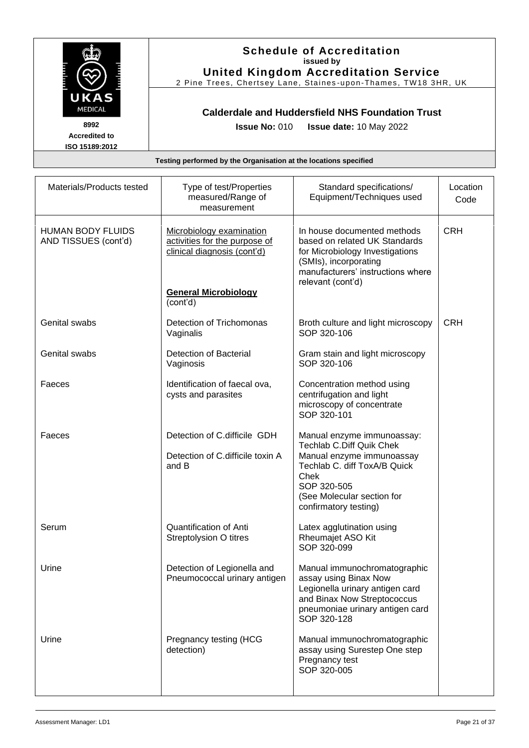# Schedule of Accreditation

**issued by**

**United Kingdom Accreditation Service**

2 Pine Trees, Chertsey Lane, Staines-upon-Thames, TW18 3HR, UK

8992
Accredited to
ISO 15189:2012

**Calderdale and Huddersfield NHS Foundation Trust**

**Issue No:** 010 **Issue date:** 10 May 2022

**Testing performed by the Organisation at the locations specified**

| Materials/Products tested | Type of test/Properties measured/Range of measurement | Standard specifications/ Equipment/Techniques used | Location Code |
|---|---|---|---|
| HUMAN BODY FLUIDS AND TISSUES (cont'd) | Microbiology examination activities for the purpose of clinical diagnosis (cont'd)<br><br>**General Microbiology** (cont'd) | In house documented methods based on related UK Standards for Microbiology Investigations (SMIs), incorporating manufacturers' instructions where relevant (cont'd) | CRH |
| Genital swabs | Detection of Trichomonas Vaginalis | Broth culture and light microscopy SOP 320-106 | CRH |
| Genital swabs | Detection of Bacterial Vaginosis | Gram stain and light microscopy SOP 320-106 | |
| Faeces | Identification of faecal ova, cysts and parasites | Concentration method using centrifugation and light microscopy of concentrate SOP 320-101 | |
| Faeces | Detection of C.difficile GDH<br><br>Detection of C.difficile toxin A and B | Manual enzyme immunoassay: Techlab C.Diff Quik Chek<br>Manual enzyme immunoassay Techlab C. diff ToxA/B Quick Chek<br>SOP 320-505<br>(See Molecular section for confirmatory testing) | |
| Serum | Quantification of Anti Streptolysion O titres | Latex agglutination using Rheumajet ASO Kit SOP 320-099 | |
| Urine | Detection of Legionella and Pneumococcal urinary antigen | Manual immunochromatographic assay using Binax Now Legionella urinary antigen card and Binax Now Streptococcus pneumoniae urinary antigen card SOP 320-128 | |
| Urine | Pregnancy testing (HCG detection) | Manual immunochromatographic assay using Surestep One step Pregnancy test SOP 320-005 | |

Assessment Manager: LD1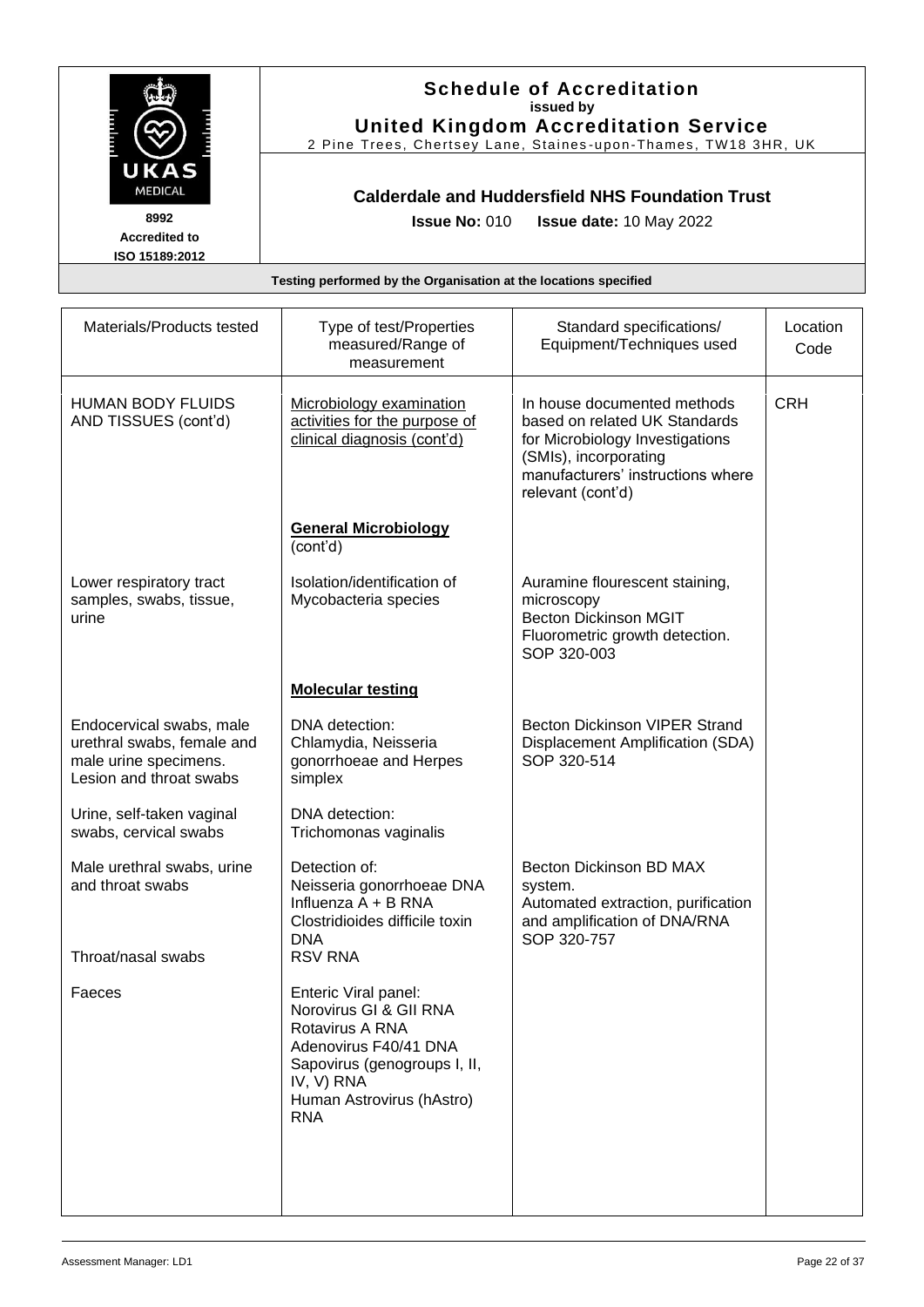# Schedule of Accreditation
**issued by**
**United Kingdom Accreditation Service**
2 Pine Trees, Chertsey Lane, Staines-upon-Thames, TW18 3HR, UK

**8992**
**Accredited to**
**ISO 15189:2012**

**Calderdale and Huddersfield NHS Foundation Trust**

**Issue No:** 010 **Issue date:** 10 May 2022

**Testing performed by the Organisation at the locations specified**

| Materials/Products tested | Type of test/Properties measured/Range of measurement | Standard specifications/ Equipment/Techniques used | Location Code |
|---|---|---|---|
| HUMAN BODY FLUIDS AND TISSUES (cont'd) | Microbiology examination activities for the purpose of clinical diagnosis (cont'd) | In house documented methods based on related UK Standards for Microbiology Investigations (SMIs), incorporating manufacturers' instructions where relevant (cont'd) | CRH |
| | **General Microbiology** (cont'd) | | |
| Lower respiratory tract samples, swabs, tissue, urine | Isolation/identification of Mycobacteria species | Auramine flourescent staining, microscopy<br>Becton Dickinson MGIT Fluorometric growth detection.<br>SOP 320-003 | |
| | **Molecular testing** | | |
| Endocervical swabs, male urethral swabs, female and male urine specimens. Lesion and throat swabs | DNA detection:<br>Chlamydia, Neisseria gonorrhoeae and Herpes simplex | Becton Dickinson VIPER Strand Displacement Amplification (SDA)<br>SOP 320-514 | |
| Urine, self-taken vaginal swabs, cervical swabs | DNA detection:<br>Trichomonas vaginalis | | |
| Male urethral swabs, urine and throat swabs | Detection of:<br>Neisseria gonorrhoeae DNA<br>Influenza A + B RNA<br>Clostridioides difficile toxin DNA | Becton Dickinson BD MAX system.<br>Automated extraction, purification and amplification of DNA/RNA<br>SOP 320-757 | |
| Throat/nasal swabs | RSV RNA | | |
| Faeces | Enteric Viral panel:<br>Norovirus GI & GII RNA<br>Rotavirus A RNA<br>Adenovirus F40/41 DNA<br>Sapovirus (genogroups I, II, IV, V) RNA<br>Human Astrovirus (hAstro) RNA | | |

Assessment Manager: LD1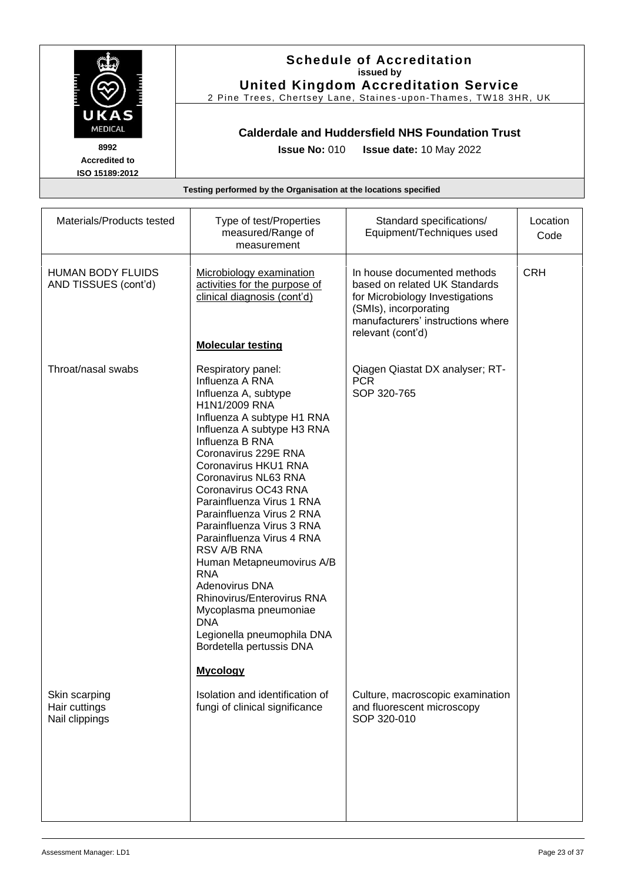# Schedule of Accreditation

issued by

**United Kingdom Accreditation Service**

2 Pine Trees, Chertsey Lane, Staines-upon-Thames, TW18 3HR, UK

8992
Accredited to
ISO 15189:2012

**Calderdale and Huddersfield NHS Foundation Trust**

**Issue No:** 010 **Issue date:** 10 May 2022

**Testing performed by the Organisation at the locations specified**

| Materials/Products tested | Type of test/Properties measured/Range of measurement | Standard specifications/ Equipment/Techniques used | Location Code |
|---|---|---|---|
| HUMAN BODY FLUIDS AND TISSUES (cont'd) | Microbiology examination activities for the purpose of clinical diagnosis (cont'd) | In house documented methods based on related UK Standards for Microbiology Investigations (SMIs), incorporating manufacturers' instructions where relevant (cont'd) | CRH |
| | **Molecular testing** | | |
| Throat/nasal swabs | Respiratory panel:<br>Influenza A RNA<br>Influenza A, subtype H1N1/2009 RNA<br>Influenza A subtype H1 RNA<br>Influenza A subtype H3 RNA<br>Influenza B RNA<br>Coronavirus 229E RNA<br>Coronavirus HKU1 RNA<br>Coronavirus NL63 RNA<br>Coronavirus OC43 RNA<br>Parainfluenza Virus 1 RNA<br>Parainfluenza Virus 2 RNA<br>Parainfluenza Virus 3 RNA<br>Parainfluenza Virus 4 RNA<br>RSV A/B RNA<br>Human Metapneumovirus A/B RNA<br>Adenovirus DNA<br>Rhinovirus/Enterovirus RNA<br>Mycoplasma pneumoniae DNA<br>Legionella pneumophila DNA<br>Bordetella pertussis DNA | Qiagen Qiastat DX analyser; RT-PCR<br>SOP 320-765 | |
| | **Mycology** | | |
| Skin scarping<br>Hair cuttings<br>Nail clippings | Isolation and identification of fungi of clinical significance | Culture, macroscopic examination and fluorescent microscopy<br>SOP 320-010 | |

Assessment Manager: LD1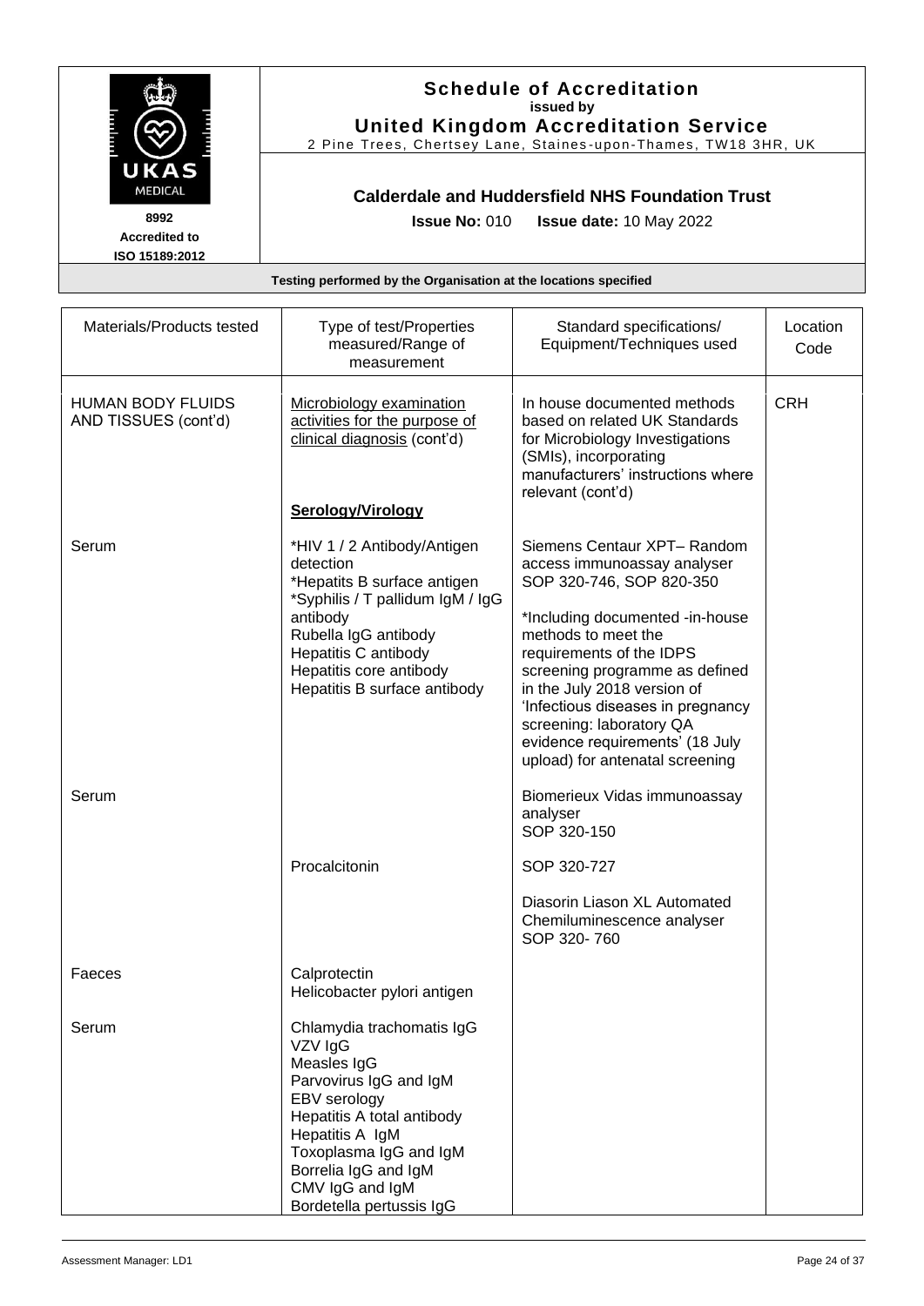# Schedule of Accreditation
issued by
**United Kingdom Accreditation Service**
2 Pine Trees, Chertsey Lane, Staines-upon-Thames, TW18 3HR, UK

8992
Accredited to
ISO 15189:2012

**Calderdale and Huddersfield NHS Foundation Trust**

**Issue No:** 010 **Issue date:** 10 May 2022

**Testing performed by the Organisation at the locations specified**

| Materials/Products tested | Type of test/Properties measured/Range of measurement | Standard specifications/ Equipment/Techniques used | Location Code |
|---|---|---|---|
| HUMAN BODY FLUIDS AND TISSUES (cont'd) | Microbiology examination activities for the purpose of clinical diagnosis (cont'd)<br><br>**Serology/Virology** | In house documented methods based on related UK Standards for Microbiology Investigations (SMIs), incorporating manufacturers' instructions where relevant (cont'd) | CRH |
| Serum | *HIV 1 / 2 Antibody/Antigen detection<br>*Hepatits B surface antigen<br>*Syphilis / T pallidum IgM / IgG antibody<br>Rubella IgG antibody<br>Hepatitis C antibody<br>Hepatitis core antibody<br>Hepatitis B surface antibody | Siemens Centaur XPT– Random access immunoassay analyser<br>SOP 320-746, SOP 820-350<br><br>*Including documented -in-house methods to meet the requirements of the IDPS screening programme as defined in the July 2018 version of 'Infectious diseases in pregnancy screening: laboratory QA evidence requirements' (18 July upload) for antenatal screening | |
| Serum | | Biomerieux Vidas immunoassay analyser<br>SOP 320-150 | |
| | Procalcitonin | SOP 320-727<br><br>Diasorin Liason XL Automated Chemiluminescence analyser<br>SOP 320- 760 | |
| Faeces | Calprotectin<br>Helicobacter pylori antigen | | |
| Serum | Chlamydia trachomatis IgG<br>VZV IgG<br>Measles IgG<br>Parvovirus IgG and IgM<br>EBV serology<br>Hepatitis A total antibody<br>Hepatitis A IgM<br>Toxoplasma IgG and IgM<br>Borrelia IgG and IgM<br>CMV IgG and IgM<br>Bordetella pertussis IgG | | |

Assessment Manager: LD1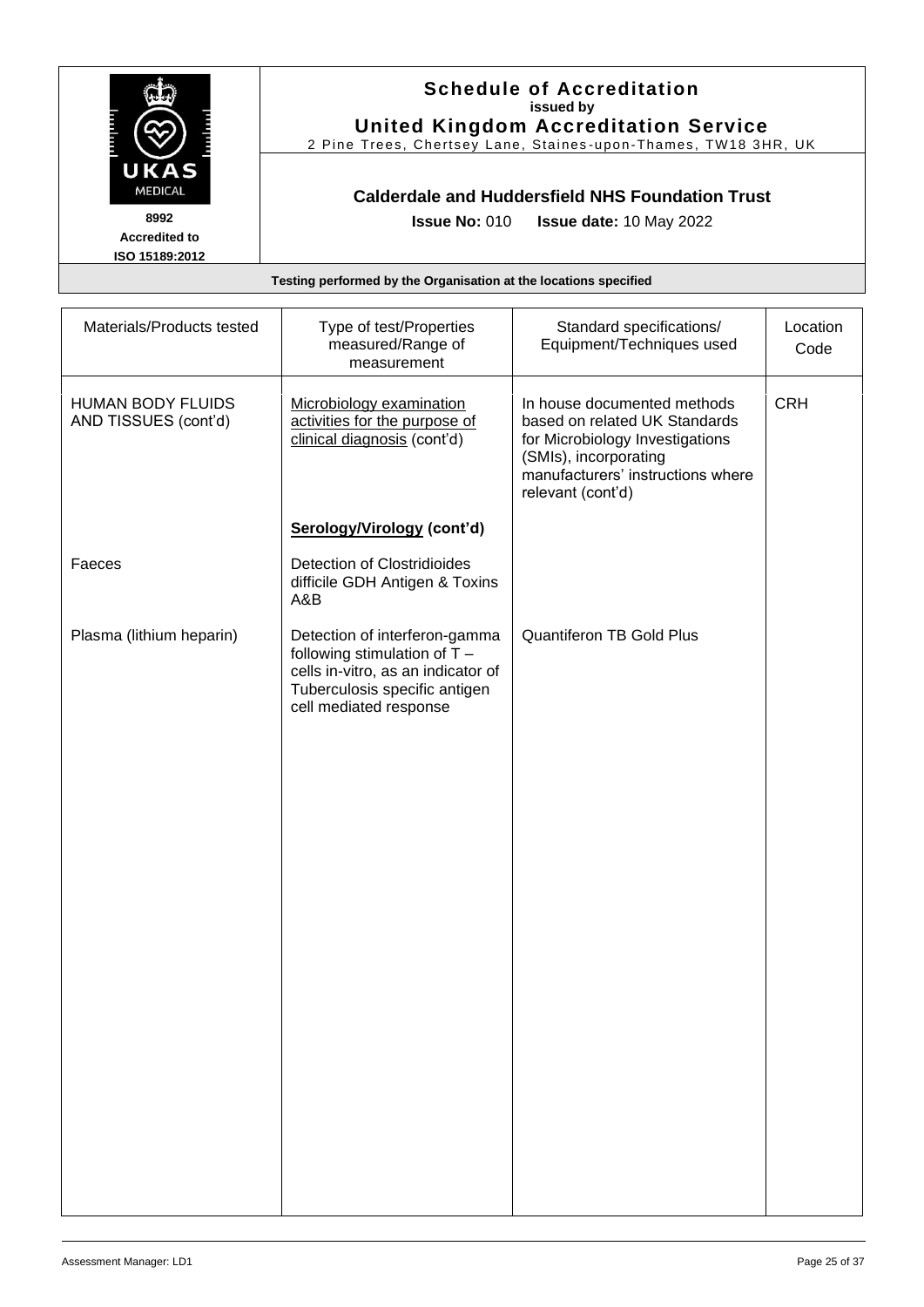# Schedule of Accreditation
issued by
**United Kingdom Accreditation Service**
2 Pine Trees, Chertsey Lane, Staines-upon-Thames, TW18 3HR, UK

8992
Accredited to
ISO 15189:2012

**Calderdale and Huddersfield NHS Foundation Trust**

**Issue No:** 010 **Issue date:** 10 May 2022

**Testing performed by the Organisation at the locations specified**

| Materials/Products tested | Type of test/Properties measured/Range of measurement | Standard specifications/ Equipment/Techniques used | Location Code |
|---|---|---|---|
| HUMAN BODY FLUIDS AND TISSUES (cont'd) | Microbiology examination activities for the purpose of clinical diagnosis (cont'd) | In house documented methods based on related UK Standards for Microbiology Investigations (SMIs), incorporating manufacturers' instructions where relevant (cont'd) | CRH |
| | **Serology/Virology (cont'd)** | | |
| Faeces | Detection of Clostridioides difficile GDH Antigen & Toxins A&B | | |
| Plasma (lithium heparin) | Detection of interferon-gamma following stimulation of T – cells in-vitro, as an indicator of Tuberculosis specific antigen cell mediated response | Quantiferon TB Gold Plus | |

Assessment Manager: LD1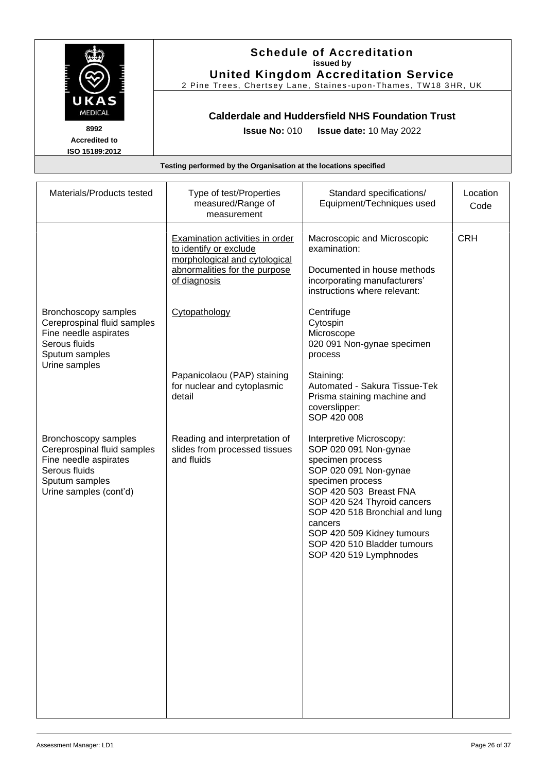# Schedule of Accreditation
**issued by**
**United Kingdom Accreditation Service**
2 Pine Trees, Chertsey Lane, Staines-upon-Thames, TW18 3HR, UK

8992
Accredited to
ISO 15189:2012

## Calderdale and Huddersfield NHS Foundation Trust

**Issue No:** 010 **Issue date:** 10 May 2022

**Testing performed by the Organisation at the locations specified**

| Materials/Products tested | Type of test/Properties measured/Range of measurement | Standard specifications/ Equipment/Techniques used | Location Code |
|---|---|---|---|
| | Examination activities in order to identify or exclude morphological and cytological abnormalities for the purpose of diagnosis | Macroscopic and Microscopic examination:<br><br>Documented in house methods incorporating manufacturers' instructions where relevant: | CRH |
| Bronchoscopy samples<br>Cereprospinal fluid samples<br>Fine needle aspirates<br>Serous fluids<br>Sputum samples<br>Urine samples | Cytopathology | Centrifuge<br>Cytospin<br>Microscope<br>020 091 Non-gynae specimen process | |
| | Papanicolaou (PAP) staining for nuclear and cytoplasmic detail | Staining:<br>Automated - Sakura Tissue-Tek Prisma staining machine and coverslipper:<br>SOP 420 008 | |
| Bronchoscopy samples<br>Cereprospinal fluid samples<br>Fine needle aspirates<br>Serous fluids<br>Sputum samples<br>Urine samples (cont'd) | Reading and interpretation of slides from processed tissues and fluids | Interpretive Microscopy:<br>SOP 020 091 Non-gynae specimen process<br>SOP 020 091 Non-gynae specimen process<br>SOP 420 503 Breast FNA<br>SOP 420 524 Thyroid cancers<br>SOP 420 518 Bronchial and lung cancers<br>SOP 420 509 Kidney tumours<br>SOP 420 510 Bladder tumours<br>SOP 420 519 Lymphnodes | |

Assessment Manager: LD1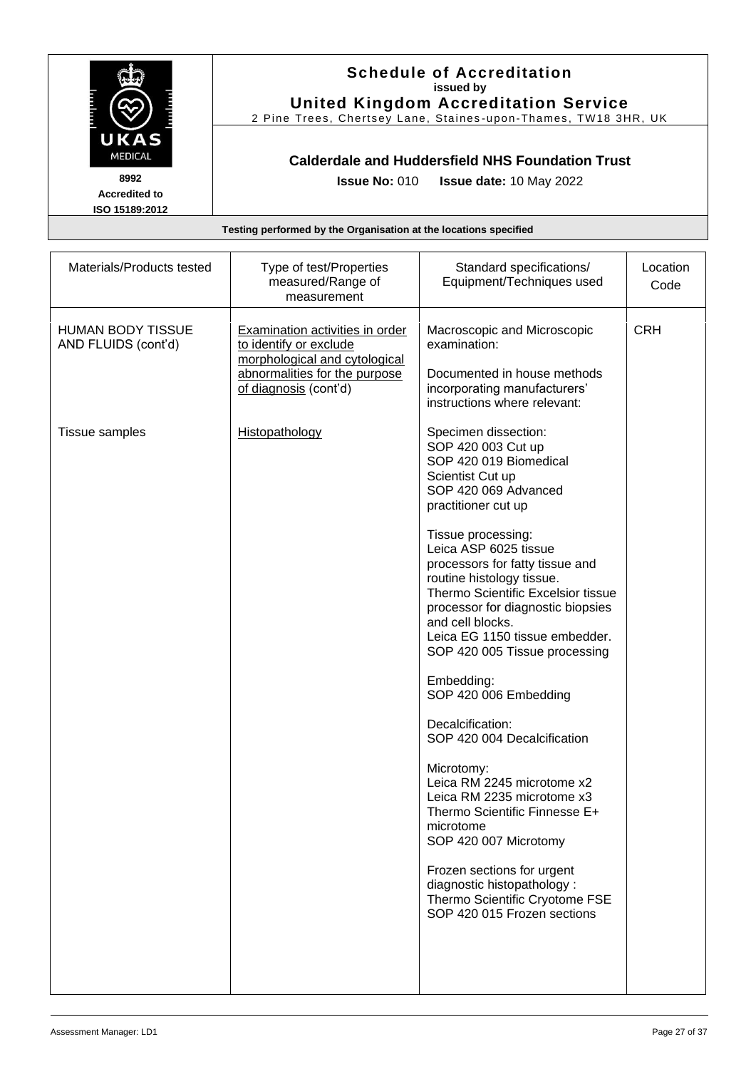# Schedule of Accreditation

**issued by**

**United Kingdom Accreditation Service**

2 Pine Trees, Chertsey Lane, Staines-upon-Thames, TW18 3HR, UK

8992
Accredited to
ISO 15189:2012

**Calderdale and Huddersfield NHS Foundation Trust**

**Issue No:** 010 **Issue date:** 10 May 2022

**Testing performed by the Organisation at the locations specified**

| Materials/Products tested | Type of test/Properties measured/Range of measurement | Standard specifications/ Equipment/Techniques used | Location Code |
|---|---|---|---|
| HUMAN BODY TISSUE AND FLUIDS (cont'd) | Examination activities in order to identify or exclude morphological and cytological abnormalities for the purpose of diagnosis (cont'd) | Macroscopic and Microscopic examination:<br><br>Documented in house methods incorporating manufacturers' instructions where relevant: | CRH |
| Tissue samples | Histopathology | Specimen dissection:<br>SOP 420 003 Cut up<br>SOP 420 019 Biomedical Scientist Cut up<br>SOP 420 069 Advanced practitioner cut up<br><br>Tissue processing:<br>Leica ASP 6025 tissue processors for fatty tissue and routine histology tissue.<br>Thermo Scientific Excelsior tissue processor for diagnostic biopsies and cell blocks.<br>Leica EG 1150 tissue embedder.<br>SOP 420 005 Tissue processing<br><br>Embedding:<br>SOP 420 006 Embedding<br><br>Decalcification:<br>SOP 420 004 Decalcification<br><br>Microtomy:<br>Leica RM 2245 microtome x2<br>Leica RM 2235 microtome x3<br>Thermo Scientific Finnesse E+ microtome<br>SOP 420 007 Microtomy<br><br>Frozen sections for urgent diagnostic histopathology :<br>Thermo Scientific Cryotome FSE<br>SOP 420 015 Frozen sections | |

Assessment Manager: LD1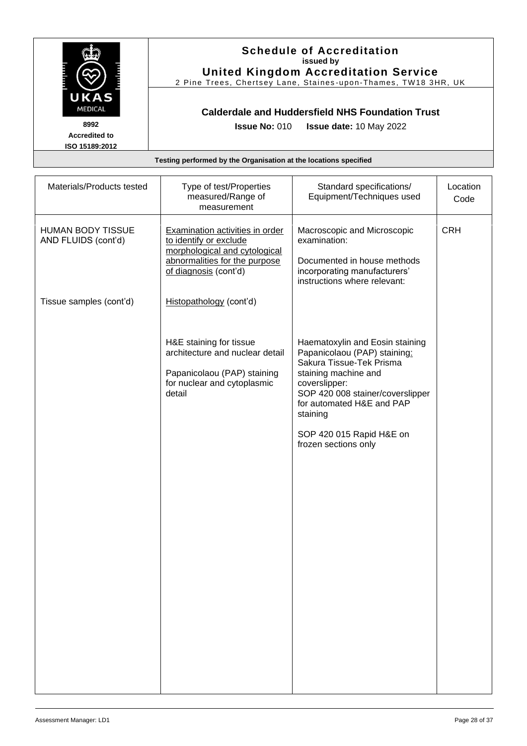# Schedule of Accreditation

**issued by**

**United Kingdom Accreditation Service**

2 Pine Trees, Chertsey Lane, Staines-upon-Thames, TW18 3HR, UK

8992
Accredited to
ISO 15189:2012

**Calderdale and Huddersfield NHS Foundation Trust**

**Issue No:** 010 **Issue date:** 10 May 2022

**Testing performed by the Organisation at the locations specified**

| Materials/Products tested | Type of test/Properties measured/Range of measurement | Standard specifications/ Equipment/Techniques used | Location Code |
|---|---|---|---|
| HUMAN BODY TISSUE AND FLUIDS (cont'd) | Examination activities in order to identify or exclude morphological and cytological abnormalities for the purpose of diagnosis (cont'd) | Macroscopic and Microscopic examination:<br><br>Documented in house methods incorporating manufacturers' instructions where relevant: | CRH |
| Tissue samples (cont'd) | Histopathology (cont'd) | | |
| | H&E staining for tissue architecture and nuclear detail<br><br>Papanicolaou (PAP) staining for nuclear and cytoplasmic detail | Haematoxylin and Eosin staining Papanicolaou (PAP) staining:<br>Sakura Tissue-Tek Prisma staining machine and coverslipper:<br>SOP 420 008 stainer/coverslipper for automated H&E and PAP staining<br><br>SOP 420 015 Rapid H&E on frozen sections only | |

Assessment Manager: LD1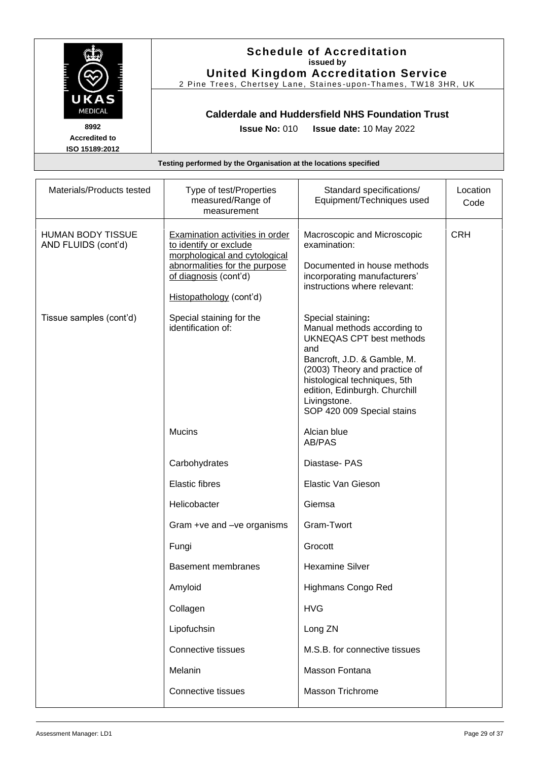# Schedule of Accreditation

**issued by**

**United Kingdom Accreditation Service**

2 Pine Trees, Chertsey Lane, Staines-upon-Thames, TW18 3HR, UK

8992
Accredited to
ISO 15189:2012

## Calderdale and Huddersfield NHS Foundation Trust

**Issue No:** 010 **Issue date:** 10 May 2022

**Testing performed by the Organisation at the locations specified**

| Materials/Products tested | Type of test/Properties measured/Range of measurement | Standard specifications/ Equipment/Techniques used | Location Code |
|---|---|---|---|
| HUMAN BODY TISSUE AND FLUIDS (cont'd) | Examination activities in order to identify or exclude morphological and cytological abnormalities for the purpose of diagnosis (cont'd)<br><br>Histopathology (cont'd) | Macroscopic and Microscopic examination:<br><br>Documented in house methods incorporating manufacturers' instructions where relevant: | CRH |
| Tissue samples (cont'd) | Special staining for the identification of: | **Special staining:**<br>Manual methods according to UKNEQAS CPT best methods and<br>Bancroft, J.D. & Gamble, M. (2003) Theory and practice of histological techniques, 5th edition, Edinburgh. Churchill Livingstone.<br>SOP 420 009 Special stains | |
| | Mucins | Alcian blue<br>AB/PAS | |
| | Carbohydrates | Diastase- PAS | |
| | Elastic fibres | Elastic Van Gieson | |
| | Helicobacter | Giemsa | |
| | Gram +ve and –ve organisms | Gram-Twort | |
| | Fungi | Grocott | |
| | Basement membranes | Hexamine Silver | |
| | Amyloid | Highmans Congo Red | |
| | Collagen | HVG | |
| | Lipofuchsin | Long ZN | |
| | Connective tissues | M.S.B. for connective tissues | |
| | Melanin | Masson Fontana | |
| | Connective tissues | Masson Trichrome | |

Assessment Manager: LD1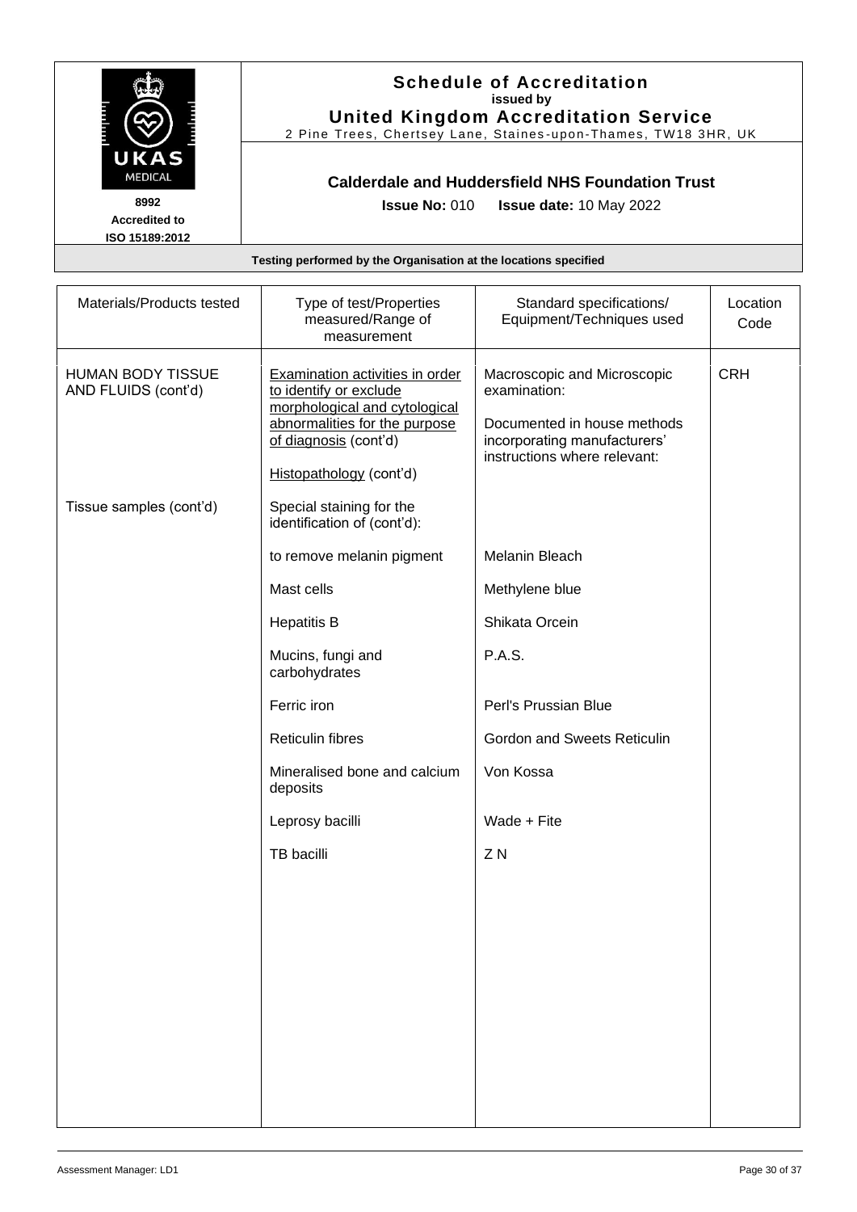# Schedule of Accreditation

**issued by**

**United Kingdom Accreditation Service**

2 Pine Trees, Chertsey Lane, Staines-upon-Thames, TW18 3HR, UK

8992
Accredited to
ISO 15189:2012

## Calderdale and Huddersfield NHS Foundation Trust

**Issue No:** 010 **Issue date:** 10 May 2022

**Testing performed by the Organisation at the locations specified**

| Materials/Products tested | Type of test/Properties measured/Range of measurement | Standard specifications/ Equipment/Techniques used | Location Code |
|---|---|---|---|
| HUMAN BODY TISSUE AND FLUIDS (cont'd) | Examination activities in order to identify or exclude morphological and cytological abnormalities for the purpose of diagnosis (cont'd) | Macroscopic and Microscopic examination: | CRH |
| | Histopathology (cont'd) | Documented in house methods incorporating manufacturers' instructions where relevant: | |
| Tissue samples (cont'd) | Special staining for the identification of (cont'd): | | |
| | to remove melanin pigment | Melanin Bleach | |
| | Mast cells | Methylene blue | |
| | Hepatitis B | Shikata Orcein | |
| | Mucins, fungi and carbohydrates | P.A.S. | |
| | Ferric iron | Perl's Prussian Blue | |
| | Reticulin fibres | Gordon and Sweets Reticulin | |
| | Mineralised bone and calcium deposits | Von Kossa | |
| | Leprosy bacilli | Wade + Fite | |
| | TB bacilli | Z N | |

Assessment Manager: LD1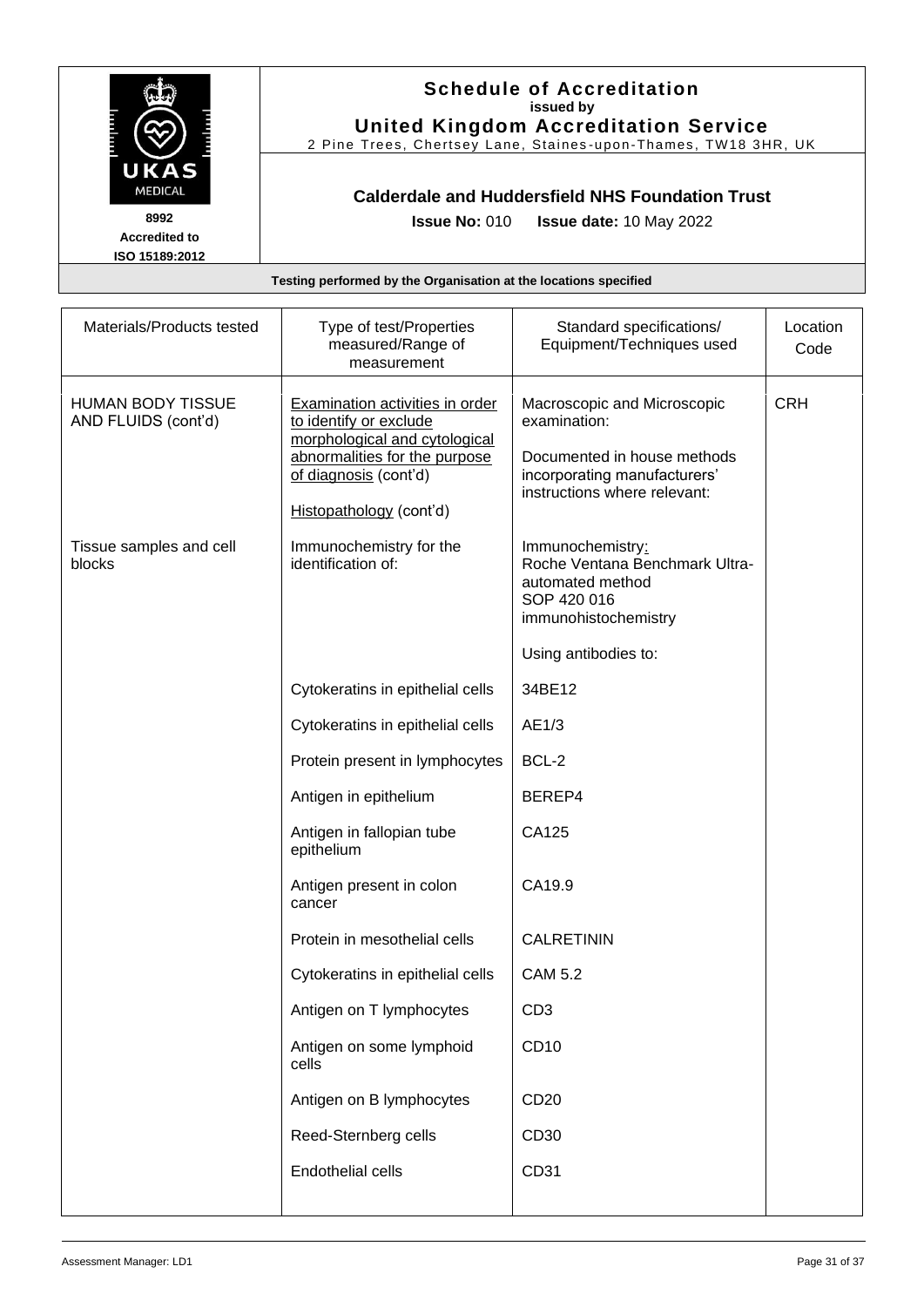| Materials/Products tested | Type of test/Properties measured/Range of measurement | Standard specifications/ Equipment/Techniques used | Location Code |
|---|---|---|---|
| HUMAN BODY TISSUE AND FLUIDS (cont'd) | Examination activities in order to identify or exclude morphological and cytological abnormalities for the purpose of diagnosis (cont'd)<br><br>Histopathology (cont'd) | Macroscopic and Microscopic examination:<br><br>Documented in house methods incorporating manufacturers' instructions where relevant: | CRH |
| Tissue samples and cell blocks | Immunochemistry for the identification of: | Immunochemistry:<br>Roche Ventana Benchmark Ultra-automated method<br>SOP 420 016 immunohistochemistry<br><br>Using antibodies to: | |
| | Cytokeratins in epithelial cells | 34BE12 | |
| | Cytokeratins in epithelial cells | AE1/3 | |
| | Protein present in lymphocytes | BCL-2 | |
| | Antigen in epithelium | BEREP4 | |
| | Antigen in fallopian tube epithelium | CA125 | |
| | Antigen present in colon cancer | CA19.9 | |
| | Protein in mesothelial cells | CALRETININ | |
| | Cytokeratins in epithelial cells | CAM 5.2 | |
| | Antigen on T lymphocytes | CD3 | |
| | Antigen on some lymphoid cells | CD10 | |
| | Antigen on B lymphocytes | CD20 | |
| | Reed-Sternberg cells | CD30 | |
| | Endothelial cells | CD31 | |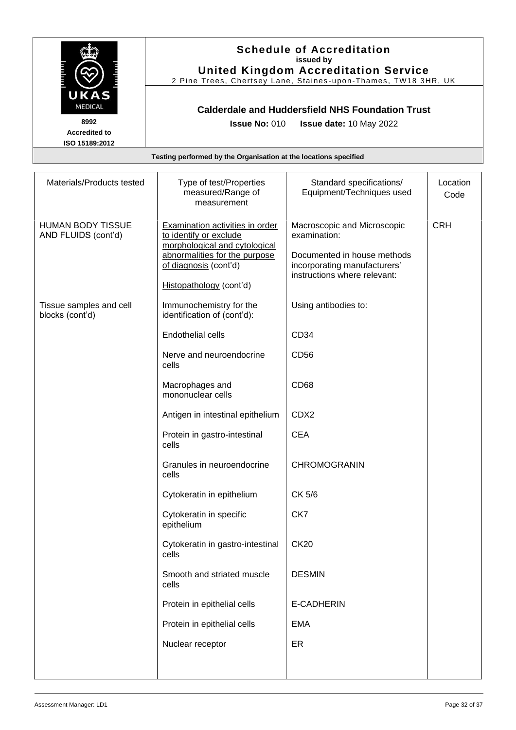| Materials/Products tested | Type of test/Properties measured/Range of measurement | Standard specifications/ Equipment/Techniques used | Location Code |
|---|---|---|---|
| HUMAN BODY TISSUE AND FLUIDS (cont'd) | Examination activities in order to identify or exclude morphological and cytological abnormalities for the purpose of diagnosis (cont'd)<br><br>Histopathology (cont'd) | Macroscopic and Microscopic examination:<br><br>Documented in house methods incorporating manufacturers' instructions where relevant: | CRH |
| Tissue samples and cell blocks (cont'd) | Immunochemistry for the identification of (cont'd): | Using antibodies to: | |
| | Endothelial cells | CD34 | |
| | Nerve and neuroendocrine cells | CD56 | |
| | Macrophages and mononuclear cells | CD68 | |
| | Antigen in intestinal epithelium | CDX2 | |
| | Protein in gastro-intestinal cells | CEA | |
| | Granules in neuroendocrine cells | CHROMOGRANIN | |
| | Cytokeratin in epithelium | CK 5/6 | |
| | Cytokeratin in specific epithelium | CK7 | |
| | Cytokeratin in gastro-intestinal cells | CK20 | |
| | Smooth and striated muscle cells | DESMIN | |
| | Protein in epithelial cells | E-CADHERIN | |
| | Protein in epithelial cells | EMA | |
| | Nuclear receptor | ER | |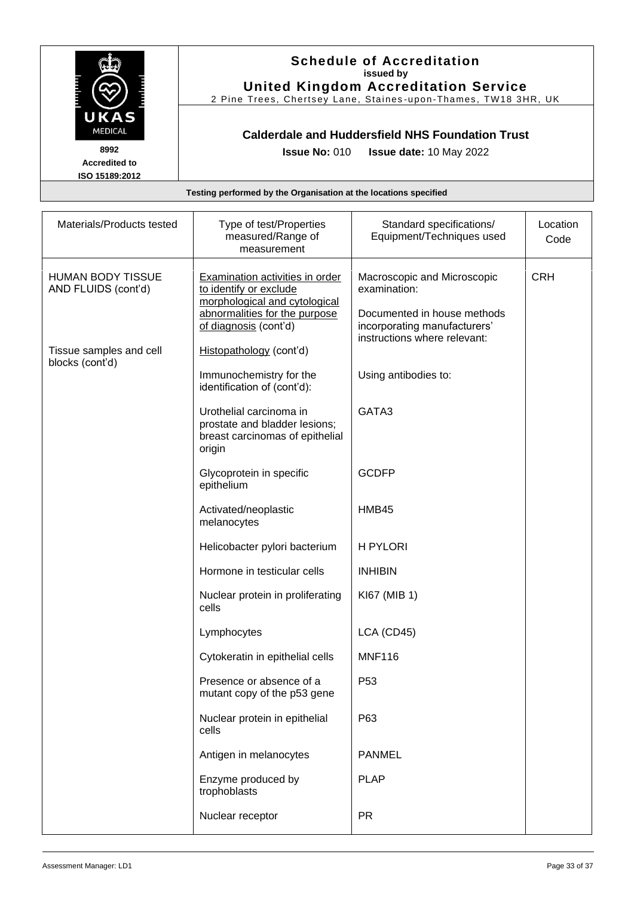# Schedule of Accreditation
**issued by**
**United Kingdom Accreditation Service**
2 Pine Trees, Chertsey Lane, Staines-upon-Thames, TW18 3HR, UK

8992
Accredited to
ISO 15189:2012

**Calderdale and Huddersfield NHS Foundation Trust**

**Issue No:** 010 **Issue date:** 10 May 2022

**Testing performed by the Organisation at the locations specified**

| Materials/Products tested | Type of test/Properties measured/Range of measurement | Standard specifications/ Equipment/Techniques used | Location Code |
|---|---|---|---|
| HUMAN BODY TISSUE AND FLUIDS (cont'd)<br><br>Tissue samples and cell blocks (cont'd) | Examination activities in order to identify or exclude morphological and cytological abnormalities for the purpose of diagnosis (cont'd)<br><br>Histopathology (cont'd)<br><br>Immunochemistry for the identification of (cont'd): | Macroscopic and Microscopic examination:<br><br>Documented in house methods incorporating manufacturers' instructions where relevant:<br><br>Using antibodies to: | CRH |
| | Urothelial carcinoma in prostate and bladder lesions; breast carcinomas of epithelial origin | GATA3 | |
| | Glycoprotein in specific epithelium | GCDFP | |
| | Activated/neoplastic melanocytes | HMB45 | |
| | Helicobacter pylori bacterium | H PYLORI | |
| | Hormone in testicular cells | INHIBIN | |
| | Nuclear protein in proliferating cells | KI67 (MIB 1) | |
| | Lymphocytes | LCA (CD45) | |
| | Cytokeratin in epithelial cells | MNF116 | |
| | Presence or absence of a mutant copy of the p53 gene | P53 | |
| | Nuclear protein in epithelial cells | P63 | |
| | Antigen in melanocytes | PANMEL | |
| | Enzyme produced by trophoblasts | PLAP | |
| | Nuclear receptor | PR | |

Assessment Manager: LD1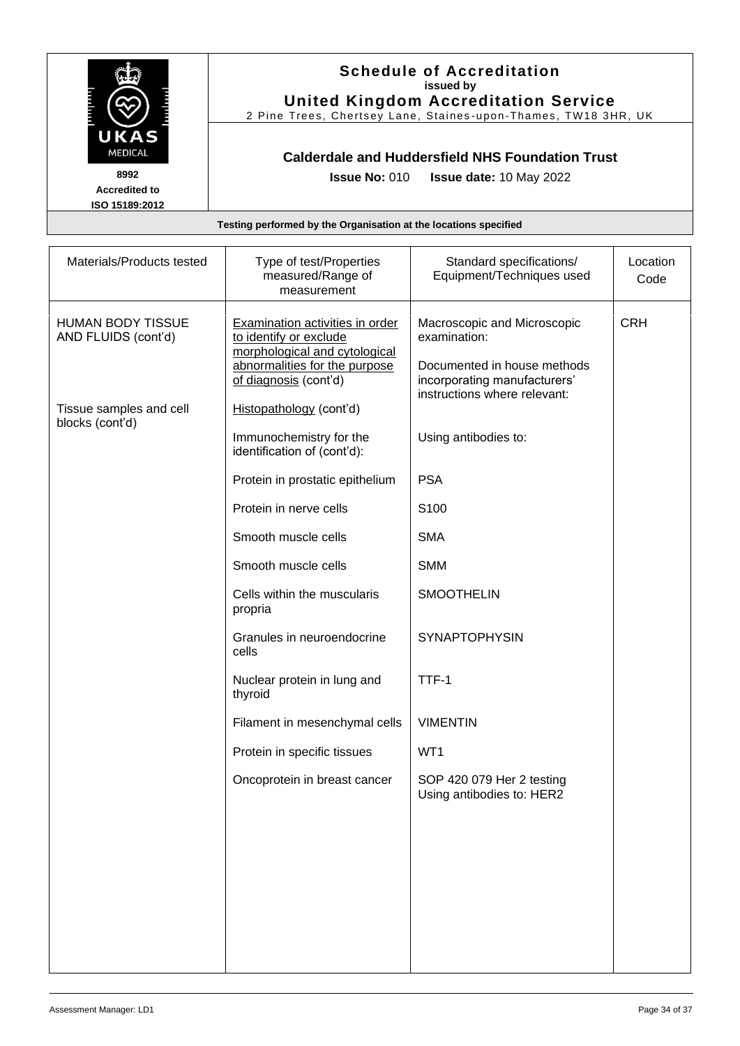# Schedule of Accreditation
**issued by**
**United Kingdom Accreditation Service**
2 Pine Trees, Chertsey Lane, Staines-upon-Thames, TW18 3HR, UK

**8992**
**Accredited to**
**ISO 15189:2012**

## Calderdale and Huddersfield NHS Foundation Trust

**Issue No:** 010 **Issue date:** 10 May 2022

**Testing performed by the Organisation at the locations specified**

| Materials/Products tested | Type of test/Properties measured/Range of measurement | Standard specifications/ Equipment/Techniques used | Location Code |
|---|---|---|---|
| HUMAN BODY TISSUE AND FLUIDS (cont'd) | Examination activities in order to identify or exclude morphological and cytological abnormalities for the purpose of diagnosis (cont'd) | Macroscopic and Microscopic examination: Documented in house methods incorporating manufacturers' instructions where relevant: | CRH |
| Tissue samples and cell blocks (cont'd) | Histopathology (cont'd) | | |
| | Immunochemistry for the identification of (cont'd): | Using antibodies to: | |
| | Protein in prostatic epithelium | PSA | |
| | Protein in nerve cells | S100 | |
| | Smooth muscle cells | SMA | |
| | Smooth muscle cells | SMM | |
| | Cells within the muscularis propria | SMOOTHELIN | |
| | Granules in neuroendocrine cells | SYNAPTOPHYSIN | |
| | Nuclear protein in lung and thyroid | TTF-1 | |
| | Filament in mesenchymal cells | VIMENTIN | |
| | Protein in specific tissues | WT1 | |
| | Oncoprotein in breast cancer | SOP 420 079 Her 2 testing Using antibodies to: HER2 | |

Assessment Manager: LD1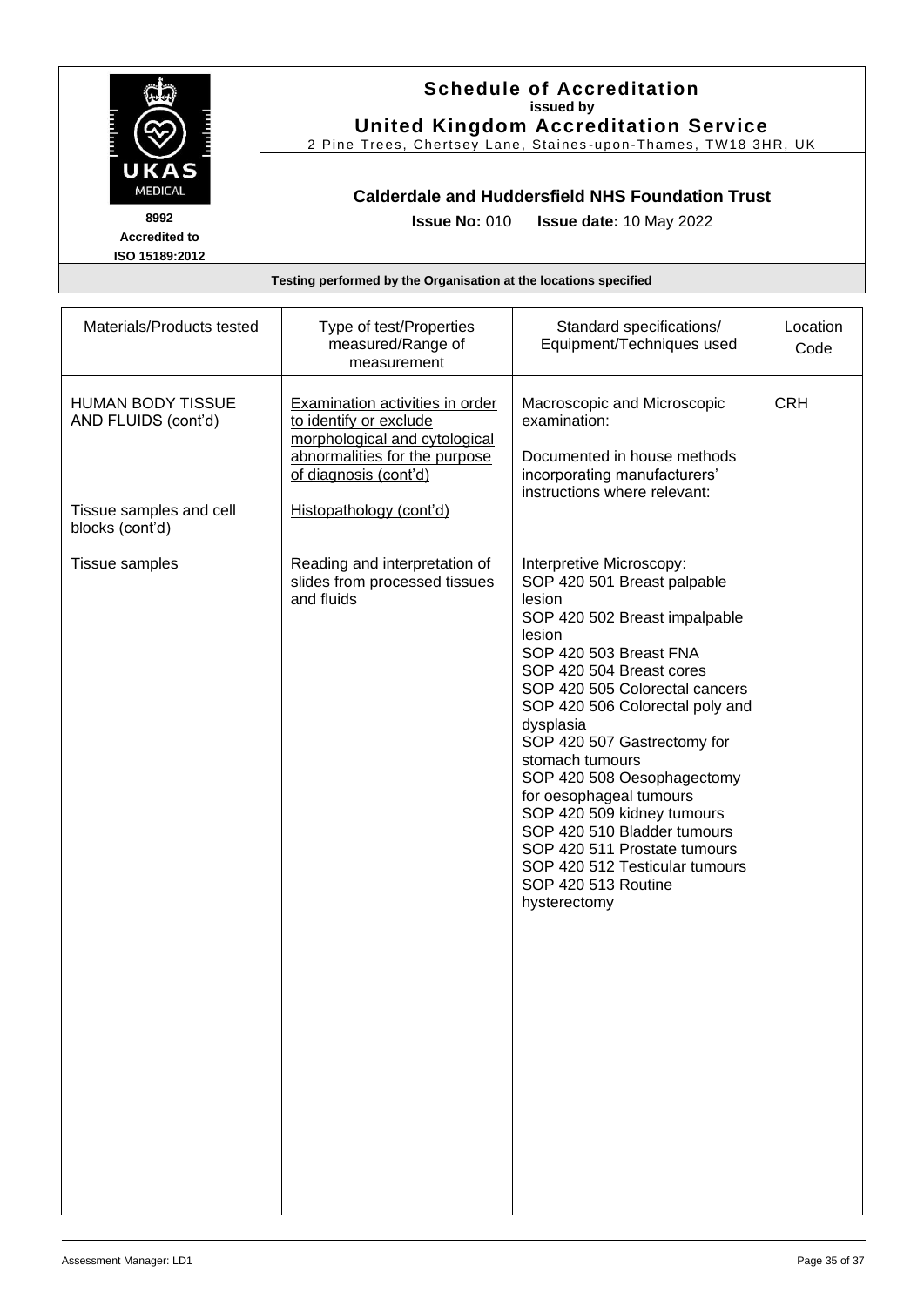| Materials/Products tested | Type of test/Properties measured/Range of measurement | Standard specifications/ Equipment/Techniques used | Location Code |
|---|---|---|---|
| HUMAN BODY TISSUE AND FLUIDS (cont'd)<br><br>Tissue samples and cell blocks (cont'd) | <u>Examination activities in order to identify or exclude morphological and cytological abnormalities for the purpose of diagnosis (cont'd)</u><br><br><u>Histopathology (cont'd)</u> | Macroscopic and Microscopic examination:<br><br>Documented in house methods incorporating manufacturers' instructions where relevant: | CRH |
| Tissue samples | Reading and interpretation of slides from processed tissues and fluids | Interpretive Microscopy:<br>SOP 420 501 Breast palpable lesion<br>SOP 420 502 Breast impalpable lesion<br>SOP 420 503 Breast FNA<br>SOP 420 504 Breast cores<br>SOP 420 505 Colorectal cancers<br>SOP 420 506 Colorectal poly and dysplasia<br>SOP 420 507 Gastrectomy for stomach tumours<br>SOP 420 508 Oesophagectomy for oesophageal tumours<br>SOP 420 509 kidney tumours<br>SOP 420 510 Bladder tumours<br>SOP 420 511 Prostate tumours<br>SOP 420 512 Testicular tumours<br>SOP 420 513 Routine hysterectomy | |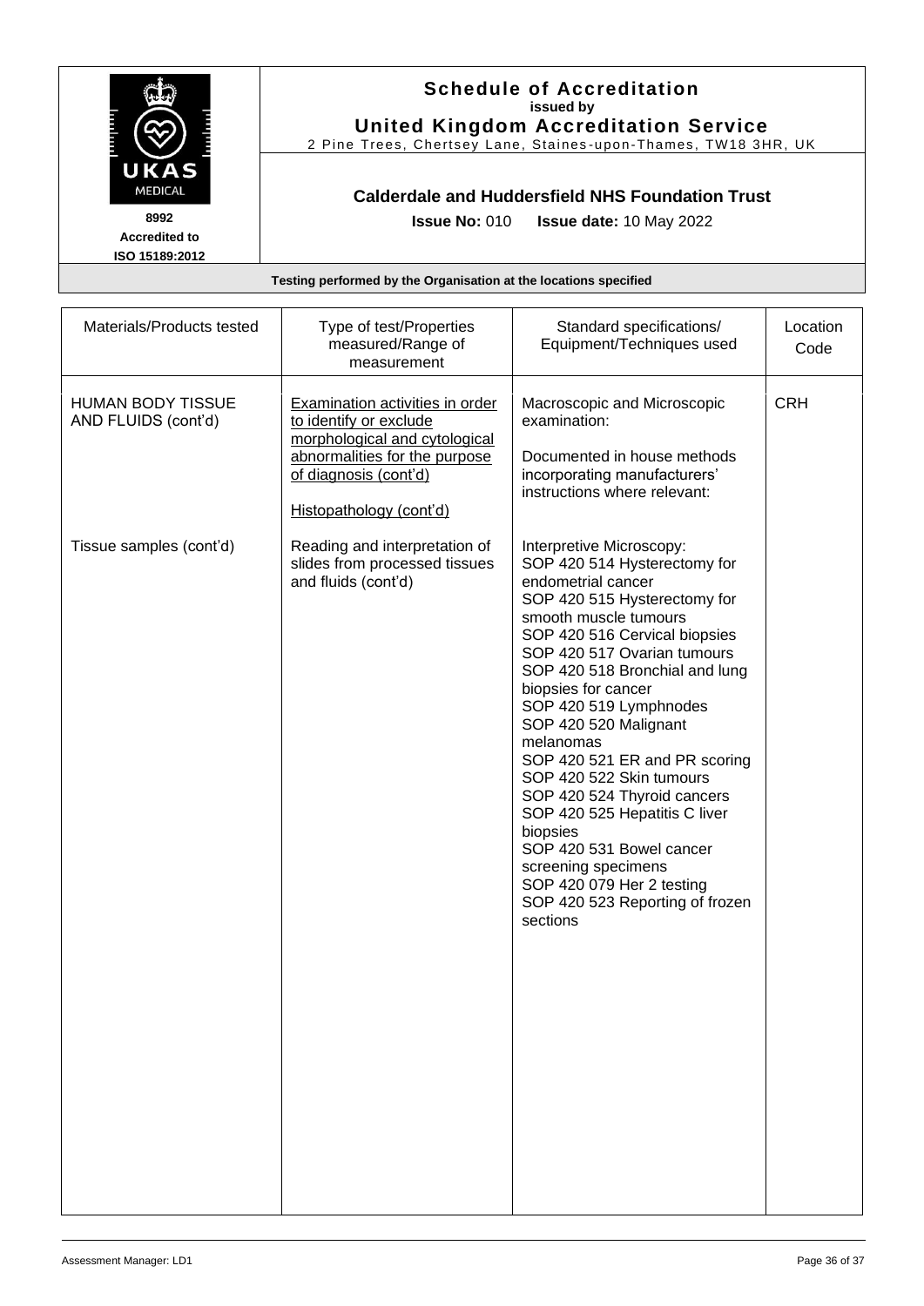# Schedule of Accreditation

**issued by**

**United Kingdom Accreditation Service**

2 Pine Trees, Chertsey Lane, Staines-upon-Thames, TW18 3HR, UK

**8992**
**Accredited to**
**ISO 15189:2012**

## Calderdale and Huddersfield NHS Foundation Trust

**Issue No:** 010 **Issue date:** 10 May 2022

**Testing performed by the Organisation at the locations specified**

| Materials/Products tested | Type of test/Properties measured/Range of measurement | Standard specifications/ Equipment/Techniques used | Location Code |
|---|---|---|---|
| HUMAN BODY TISSUE AND FLUIDS (cont'd) | Examination activities in order to identify or exclude morphological and cytological abnormalities for the purpose of diagnosis (cont'd)<br><br>Histopathology (cont'd) | Macroscopic and Microscopic examination:<br><br>Documented in house methods incorporating manufacturers' instructions where relevant: | CRH |
| Tissue samples (cont'd) | Reading and interpretation of slides from processed tissues and fluids (cont'd) | Interpretive Microscopy:<br>SOP 420 514 Hysterectomy for endometrial cancer<br>SOP 420 515 Hysterectomy for smooth muscle tumours<br>SOP 420 516 Cervical biopsies<br>SOP 420 517 Ovarian tumours<br>SOP 420 518 Bronchial and lung biopsies for cancer<br>SOP 420 519 Lymphnodes<br>SOP 420 520 Malignant melanomas<br>SOP 420 521 ER and PR scoring<br>SOP 420 522 Skin tumours<br>SOP 420 524 Thyroid cancers<br>SOP 420 525 Hepatitis C liver biopsies<br>SOP 420 531 Bowel cancer screening specimens<br>SOP 420 079 Her 2 testing<br>SOP 420 523 Reporting of frozen sections | |

Assessment Manager: LD1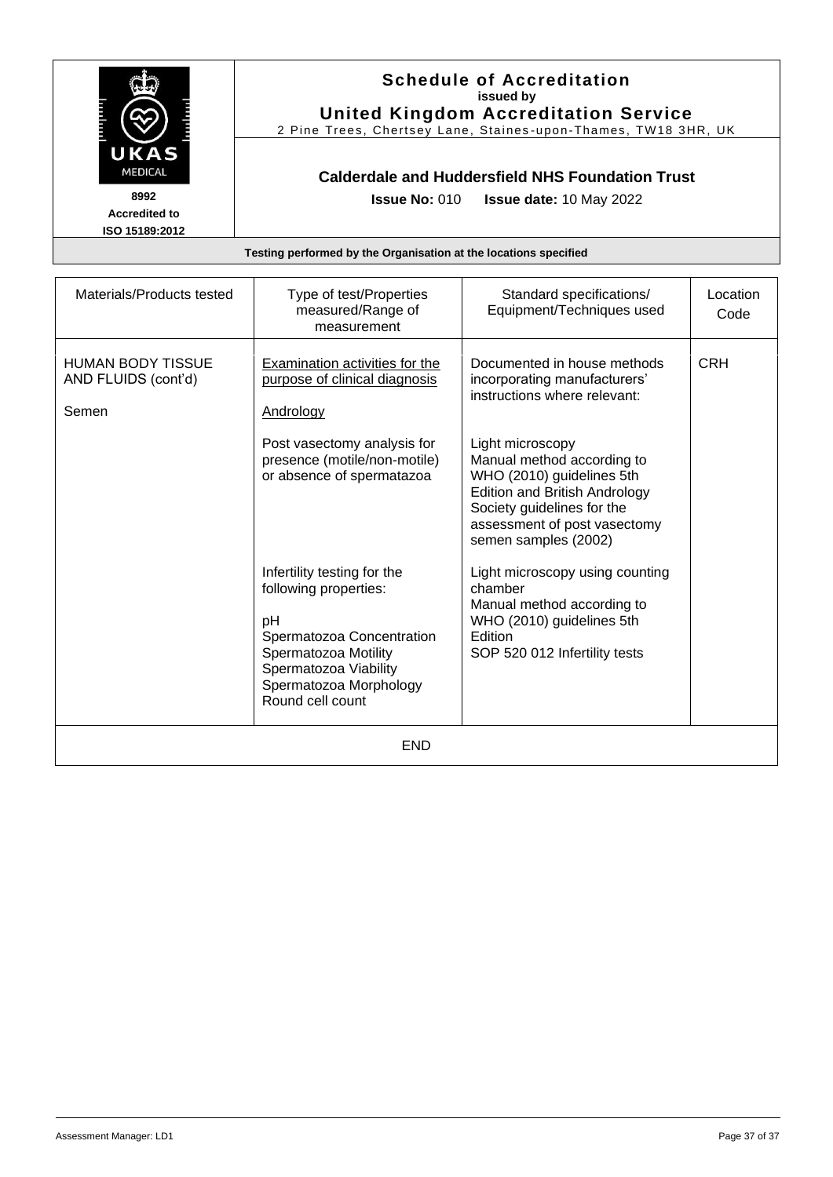**Schedule of Accreditation**
**issued by**
**United Kingdom Accreditation Service**
2 Pine Trees, Chertsey Lane, Staines-upon-Thames, TW18 3HR, UK

UKAS MEDICAL
**8992**
**Accredited to**
**ISO 15189:2012**

**Calderdale and Huddersfield NHS Foundation Trust**

**Issue No:** 010 **Issue date:** 10 May 2022

**Testing performed by the Organisation at the locations specified**

| Materials/Products tested | Type of test/Properties measured/Range of measurement | Standard specifications/ Equipment/Techniques used | Location Code |
|---|---|---|---|
| HUMAN BODY TISSUE AND FLUIDS (cont'd)<br><br>Semen | Examination activities for the purpose of clinical diagnosis<br><br>Andrology | Documented in house methods incorporating manufacturers' instructions where relevant: | CRH |
| | Post vasectomy analysis for presence (motile/non-motile) or absence of spermatazoa | Light microscopy<br>Manual method according to WHO (2010) guidelines 5th Edition and British Andrology Society guidelines for the assessment of post vasectomy semen samples (2002) | |
| | Infertility testing for the following properties:<br><br>pH<br>Spermatozoa Concentration<br>Spermatozoa Motility<br>Spermatozoa Viability<br>Spermatozoa Morphology<br>Round cell count | Light microscopy using counting chamber<br>Manual method according to WHO (2010) guidelines 5th Edition<br>SOP 520 012 Infertility tests | |

END

Assessment Manager: LD1